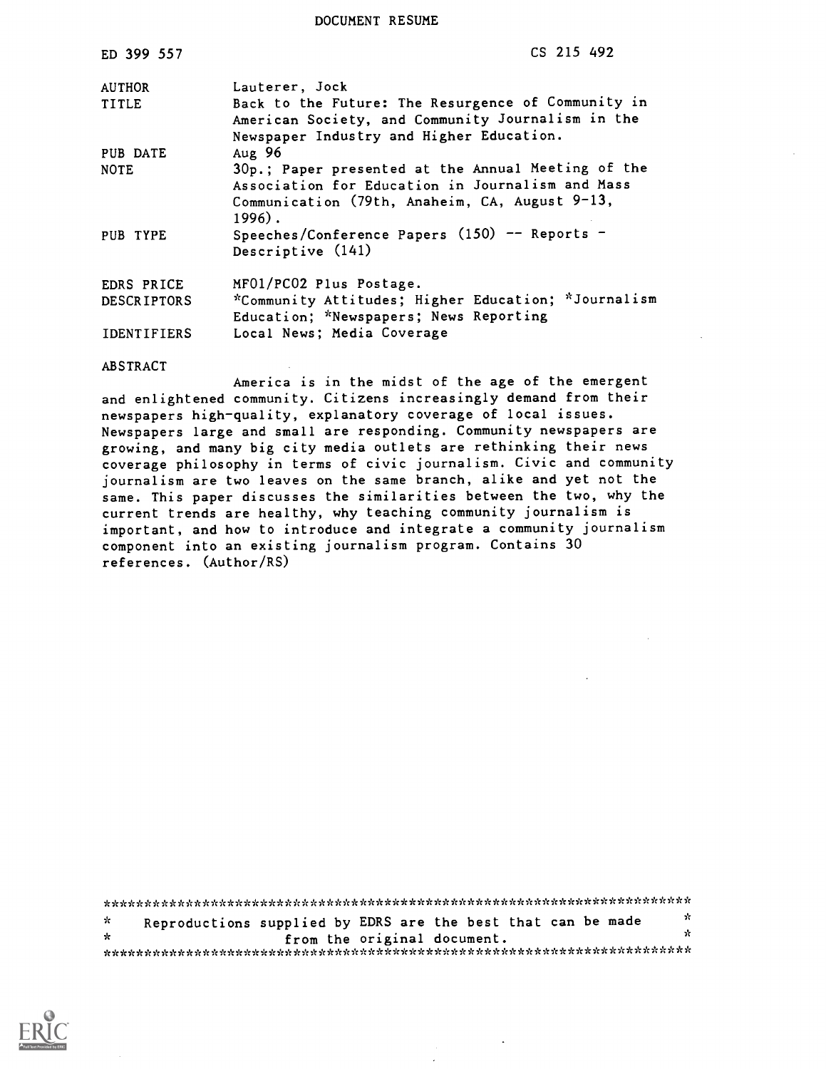DOCUMENT RESUME

| | |
|---|---|
| ED 399 557 | CS 215 492 |
| AUTHOR | Lauterer, Jock |
| TITLE | Back to the Future: The Resurgence of Community in American Society, and Community Journalism in the Newspaper Industry and Higher Education. |
| PUB DATE | Aug 96 |
| NOTE | 30p.; Paper presented at the Annual Meeting of the Association for Education in Journalism and Mass Communication (79th, Anaheim, CA, August 9-13, 1996). |
| PUB TYPE | Speeches/Conference Papers (150) -- Reports - Descriptive (141) |
| EDRS PRICE | MF01/PC02 Plus Postage. |
| DESCRIPTORS | *Community Attitudes; Higher Education; *Journalism Education; *Newspapers; News Reporting |
| IDENTIFIERS | Local News; Media Coverage |

ABSTRACT

America is in the midst of the age of the emergent and enlightened community. Citizens increasingly demand from their newspapers high-quality, explanatory coverage of local issues. Newspapers large and small are responding. Community newspapers are growing, and many big city media outlets are rethinking their news coverage philosophy in terms of civic journalism. Civic and community journalism are two leaves on the same branch, alike and yet not the same. This paper discusses the similarities between the two, why the current trends are healthy, why teaching community journalism is important, and how to introduce and integrate a community journalism component into an existing journalism program. Contains 30 references. (Author/RS)

***********************************************************************
* Reproductions supplied by EDRS are the best that can be made *
* from the original document. *
***********************************************************************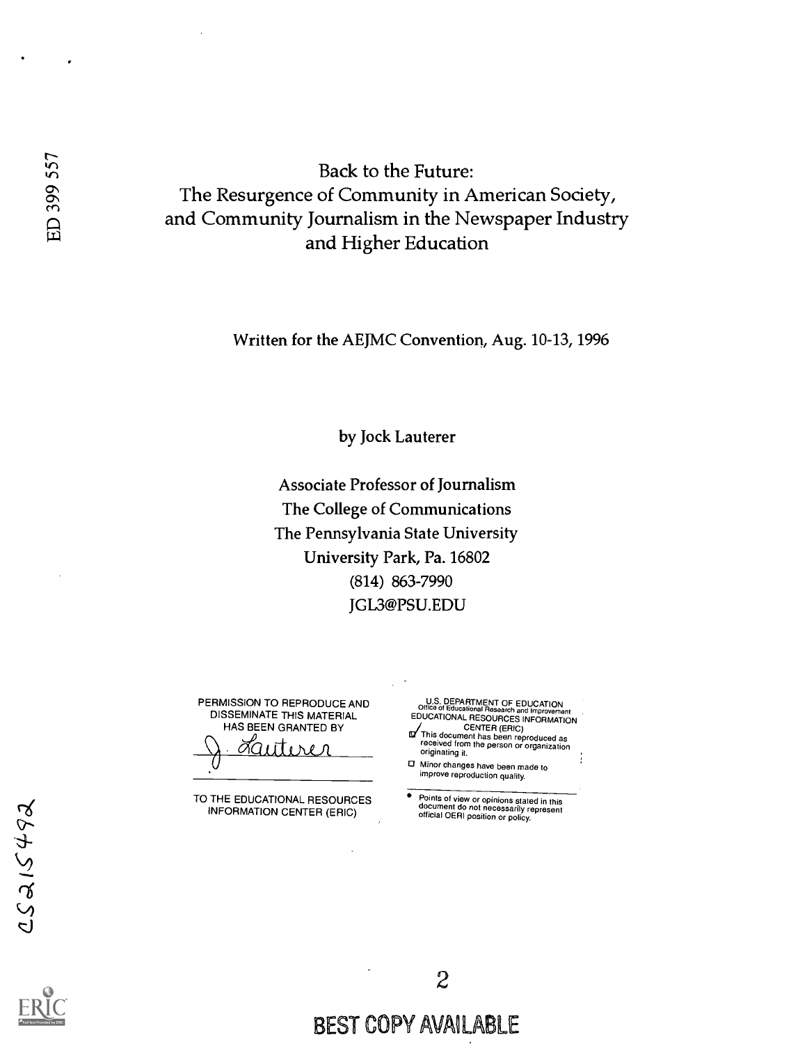ED 399 557

# Back to the Future:
# The Resurgence of Community in American Society, and Community Journalism in the Newspaper Industry and Higher Education

Written for the AEJMC Convention, Aug. 10-13, 1996

by Jock Lauterer

Associate Professor of Journalism
The College of Communications
The Pennsylvania State University
University Park, Pa. 16802
(814) 863-7990
JGL3@PSU.EDU

PERMISSION TO REPRODUCE AND DISSEMINATE THIS MATERIAL HAS BEEN GRANTED BY

J. Lauterer

TO THE EDUCATIONAL RESOURCES INFORMATION CENTER (ERIC)

U.S. DEPARTMENT OF EDUCATION
Office of Educational Research and Improvement
EDUCATIONAL RESOURCES INFORMATION CENTER (ERIC)

- [x] This document has been reproduced as received from the person or organization originating it.
- [ ] Minor changes have been made to improve reproduction quality.

- Points of view or opinions stated in this document do not necessarily represent official OERI position or policy.

CS215492

BEST COPY AVAILABLE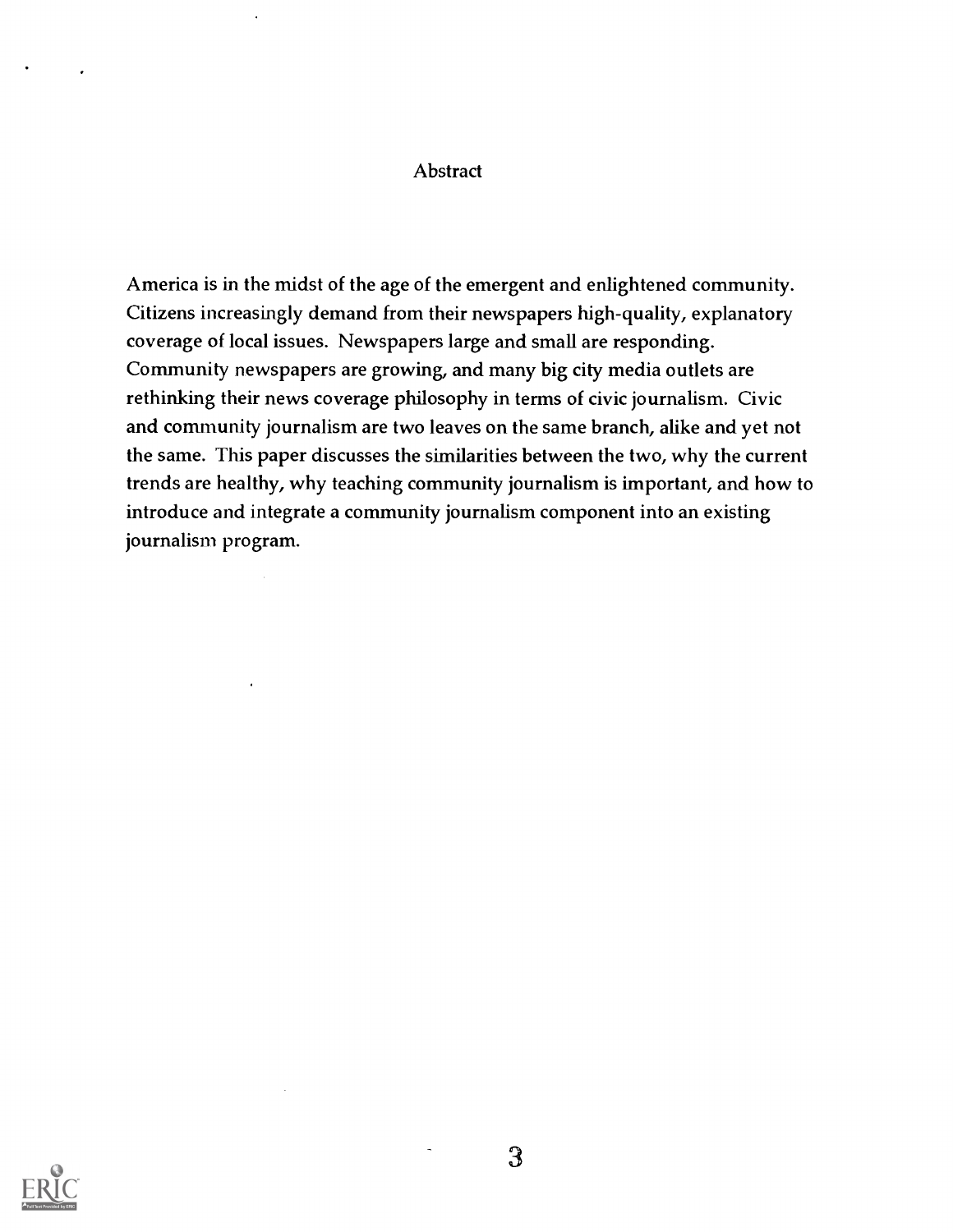# Abstract

America is in the midst of the age of the emergent and enlightened community. Citizens increasingly demand from their newspapers high-quality, explanatory coverage of local issues. Newspapers large and small are responding. Community newspapers are growing, and many big city media outlets are rethinking their news coverage philosophy in terms of civic journalism. Civic and community journalism are two leaves on the same branch, alike and yet not the same. This paper discusses the similarities between the two, why the current trends are healthy, why teaching community journalism is important, and how to introduce and integrate a community journalism component into an existing journalism program.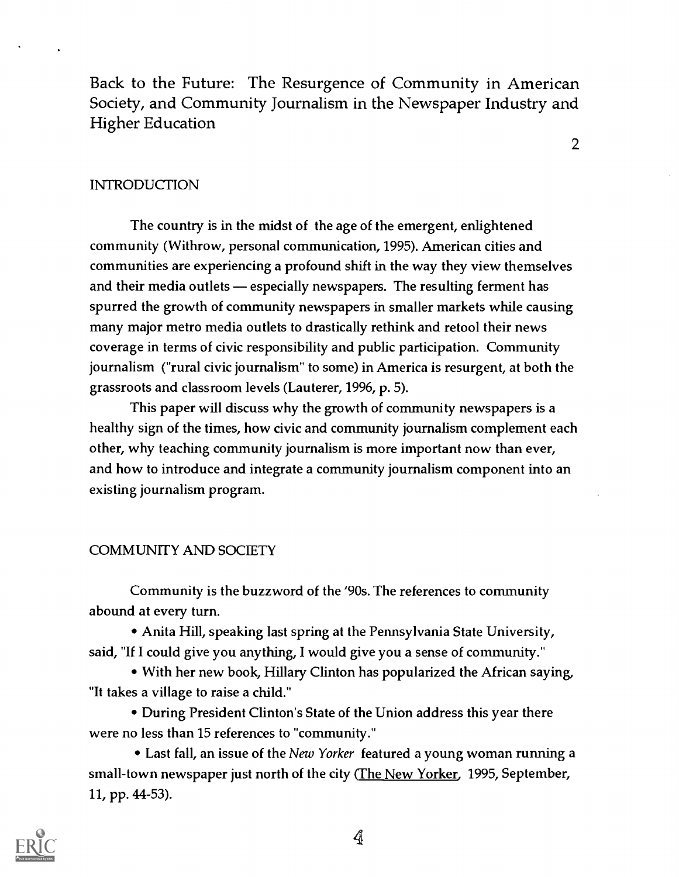Back to the Future: The Resurgence of Community in American Society, and Community Journalism in the Newspaper Industry and Higher Education

## INTRODUCTION

The country is in the midst of the age of the emergent, enlightened community (Withrow, personal communication, 1995). American cities and communities are experiencing a profound shift in the way they view themselves and their media outlets — especially newspapers. The resulting ferment has spurred the growth of community newspapers in smaller markets while causing many major metro media outlets to drastically rethink and retool their news coverage in terms of civic responsibility and public participation. Community journalism ("rural civic journalism" to some) in America is resurgent, at both the grassroots and classroom levels (Lauterer, 1996, p. 5).

This paper will discuss why the growth of community newspapers is a healthy sign of the times, how civic and community journalism complement each other, why teaching community journalism is more important now than ever, and how to introduce and integrate a community journalism component into an existing journalism program.

## COMMUNITY AND SOCIETY

Community is the buzzword of the '90s. The references to community abound at every turn.

- Anita Hill, speaking last spring at the Pennsylvania State University, said, "If I could give you anything, I would give you a sense of community."
- With her new book, Hillary Clinton has popularized the African saying, "It takes a village to raise a child."
- During President Clinton's State of the Union address this year there were no less than 15 references to "community."
- Last fall, an issue of the *New Yorker* featured a young woman running a small-town newspaper just north of the city (The New Yorker, 1995, September, 11, pp. 44-53).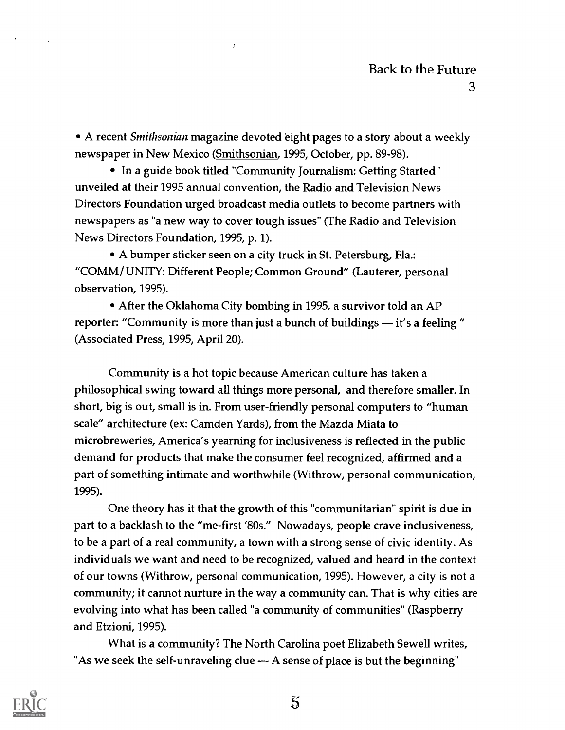• A recent *Smithsonian* magazine devoted eight pages to a story about a weekly newspaper in New Mexico (Smithsonian, 1995, October, pp. 89-98).

• In a guide book titled "Community Journalism: Getting Started" unveiled at their 1995 annual convention, the Radio and Television News Directors Foundation urged broadcast media outlets to become partners with newspapers as "a new way to cover tough issues" (The Radio and Television News Directors Foundation, 1995, p. 1).

• A bumper sticker seen on a city truck in St. Petersburg, Fla.: "COMM/UNITY: Different People; Common Ground" (Lauterer, personal observation, 1995).

• After the Oklahoma City bombing in 1995, a survivor told an AP reporter: "Community is more than just a bunch of buildings — it's a feeling " (Associated Press, 1995, April 20).

Community is a hot topic because American culture has taken a philosophical swing toward all things more personal, and therefore smaller. In short, big is out, small is in. From user-friendly personal computers to "human scale" architecture (ex: Camden Yards), from the Mazda Miata to microbreweries, America's yearning for inclusiveness is reflected in the public demand for products that make the consumer feel recognized, affirmed and a part of something intimate and worthwhile (Withrow, personal communication, 1995).

One theory has it that the growth of this "communitarian" spirit is due in part to a backlash to the "me-first '80s." Nowadays, people crave inclusiveness, to be a part of a real community, a town with a strong sense of civic identity. As individuals we want and need to be recognized, valued and heard in the context of our towns (Withrow, personal communication, 1995). However, a city is not a community; it cannot nurture in the way a community can. That is why cities are evolving into what has been called "a community of communities" (Raspberry and Etzioni, 1995).

What is a community? The North Carolina poet Elizabeth Sewell writes, "As we seek the self-unraveling clue — A sense of place is but the beginning"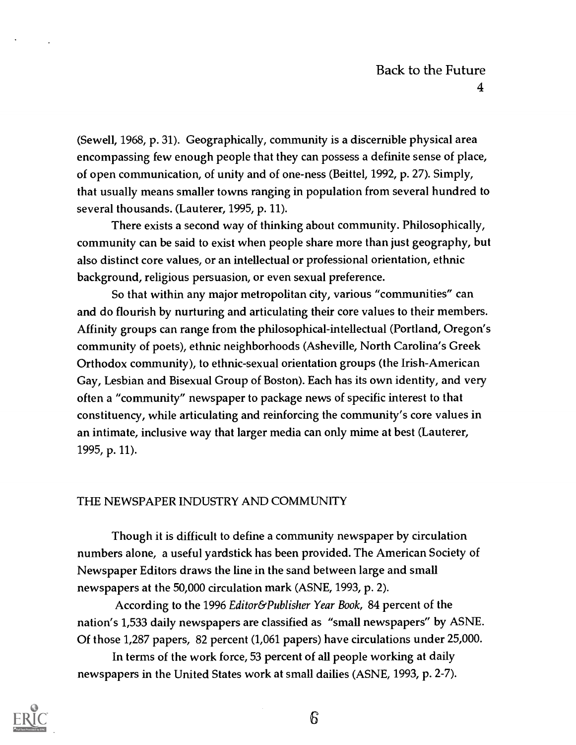(Sewell, 1968, p. 31). Geographically, community is a discernible physical area encompassing few enough people that they can possess a definite sense of place, of open communication, of unity and of one-ness (Beittel, 1992, p. 27). Simply, that usually means smaller towns ranging in population from several hundred to several thousands. (Lauterer, 1995, p. 11).

There exists a second way of thinking about community. Philosophically, community can be said to exist when people share more than just geography, but also distinct core values, or an intellectual or professional orientation, ethnic background, religious persuasion, or even sexual preference.

So that within any major metropolitan city, various "communities" can and do flourish by nurturing and articulating their core values to their members. Affinity groups can range from the philosophical-intellectual (Portland, Oregon's community of poets), ethnic neighborhoods (Asheville, North Carolina's Greek Orthodox community), to ethnic-sexual orientation groups (the Irish-American Gay, Lesbian and Bisexual Group of Boston). Each has its own identity, and very often a "community" newspaper to package news of specific interest to that constituency, while articulating and reinforcing the community's core values in an intimate, inclusive way that larger media can only mime at best (Lauterer, 1995, p. 11).

## THE NEWSPAPER INDUSTRY AND COMMUNITY

Though it is difficult to define a community newspaper by circulation numbers alone, a useful yardstick has been provided. The American Society of Newspaper Editors draws the line in the sand between large and small newspapers at the 50,000 circulation mark (ASNE, 1993, p. 2).

According to the 1996 *Editor&Publisher Year Book*, 84 percent of the nation's 1,533 daily newspapers are classified as "small newspapers" by ASNE. Of those 1,287 papers, 82 percent (1,061 papers) have circulations under 25,000.

In terms of the work force, 53 percent of all people working at daily newspapers in the United States work at small dailies (ASNE, 1993, p. 2-7).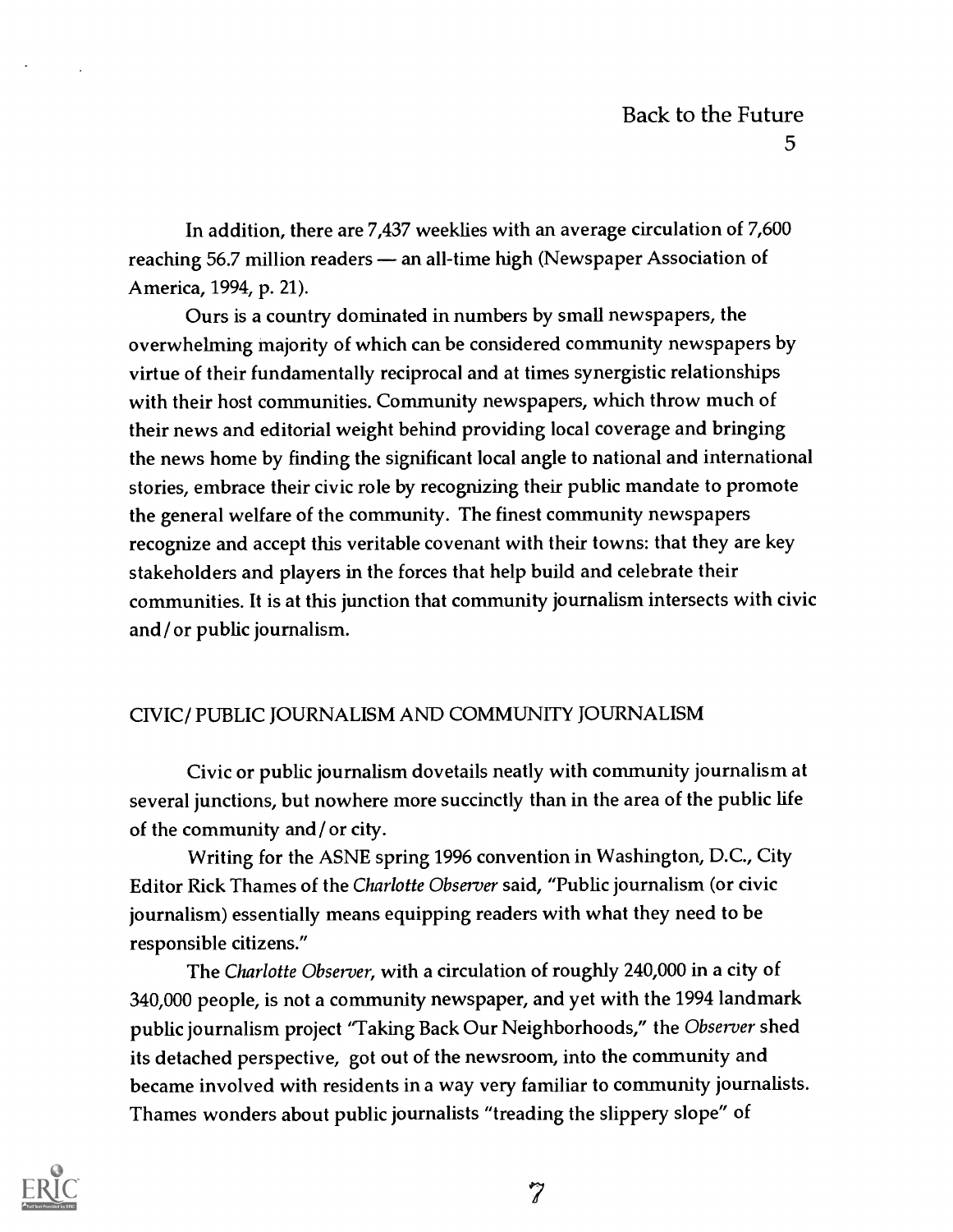In addition, there are 7,437 weeklies with an average circulation of 7,600 reaching 56.7 million readers — an all-time high (Newspaper Association of America, 1994, p. 21).

Ours is a country dominated in numbers by small newspapers, the overwhelming majority of which can be considered community newspapers by virtue of their fundamentally reciprocal and at times synergistic relationships with their host communities. Community newspapers, which throw much of their news and editorial weight behind providing local coverage and bringing the news home by finding the significant local angle to national and international stories, embrace their civic role by recognizing their public mandate to promote the general welfare of the community. The finest community newspapers recognize and accept this veritable covenant with their towns: that they are key stakeholders and players in the forces that help build and celebrate their communities. It is at this junction that community journalism intersects with civic and/or public journalism.

## CIVIC/PUBLIC JOURNALISM AND COMMUNITY JOURNALISM

Civic or public journalism dovetails neatly with community journalism at several junctions, but nowhere more succinctly than in the area of the public life of the community and/or city.

Writing for the ASNE spring 1996 convention in Washington, D.C., City Editor Rick Thames of the *Charlotte Observer* said, "Public journalism (or civic journalism) essentially means equipping readers with what they need to be responsible citizens."

The *Charlotte Observer*, with a circulation of roughly 240,000 in a city of 340,000 people, is not a community newspaper, and yet with the 1994 landmark public journalism project "Taking Back Our Neighborhoods," the *Observer* shed its detached perspective, got out of the newsroom, into the community and became involved with residents in a way very familiar to community journalists. Thames wonders about public journalists "treading the slippery slope" of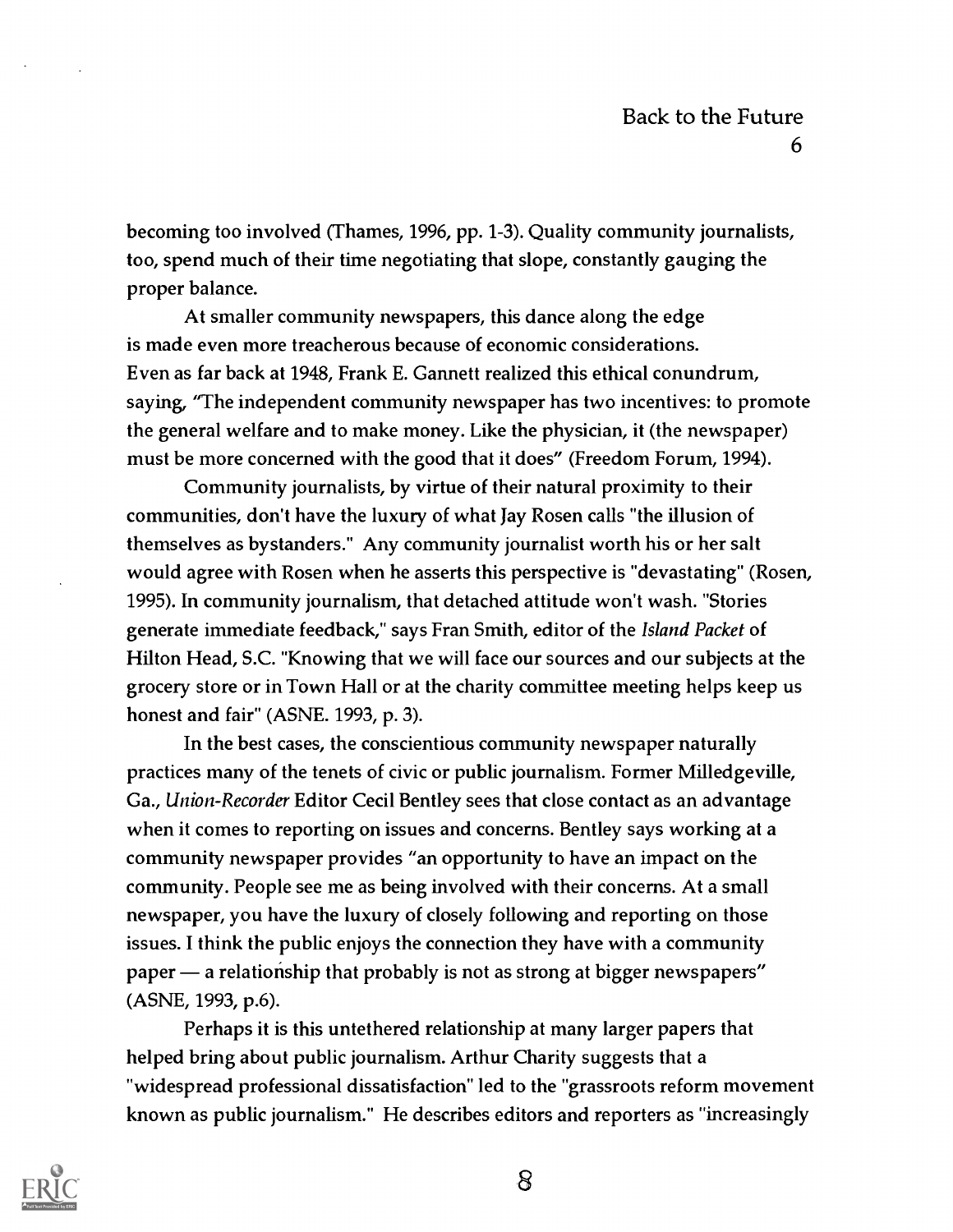becoming too involved (Thames, 1996, pp. 1-3). Quality community journalists, too, spend much of their time negotiating that slope, constantly gauging the proper balance.

At smaller community newspapers, this dance along the edge is made even more treacherous because of economic considerations. Even as far back at 1948, Frank E. Gannett realized this ethical conundrum, saying, "The independent community newspaper has two incentives: to promote the general welfare and to make money. Like the physician, it (the newspaper) must be more concerned with the good that it does" (Freedom Forum, 1994).

Community journalists, by virtue of their natural proximity to their communities, don't have the luxury of what Jay Rosen calls "the illusion of themselves as bystanders." Any community journalist worth his or her salt would agree with Rosen when he asserts this perspective is "devastating" (Rosen, 1995). In community journalism, that detached attitude won't wash. "Stories generate immediate feedback," says Fran Smith, editor of the *Island Packet* of Hilton Head, S.C. "Knowing that we will face our sources and our subjects at the grocery store or in Town Hall or at the charity committee meeting helps keep us honest and fair" (ASNE. 1993, p. 3).

In the best cases, the conscientious community newspaper naturally practices many of the tenets of civic or public journalism. Former Milledgeville, Ga., *Union-Recorder* Editor Cecil Bentley sees that close contact as an advantage when it comes to reporting on issues and concerns. Bentley says working at a community newspaper provides "an opportunity to have an impact on the community. People see me as being involved with their concerns. At a small newspaper, you have the luxury of closely following and reporting on those issues. I think the public enjoys the connection they have with a community paper — a relationship that probably is not as strong at bigger newspapers" (ASNE, 1993, p.6).

Perhaps it is this untethered relationship at many larger papers that helped bring about public journalism. Arthur Charity suggests that a "widespread professional dissatisfaction" led to the "grassroots reform movement known as public journalism." He describes editors and reporters as "increasingly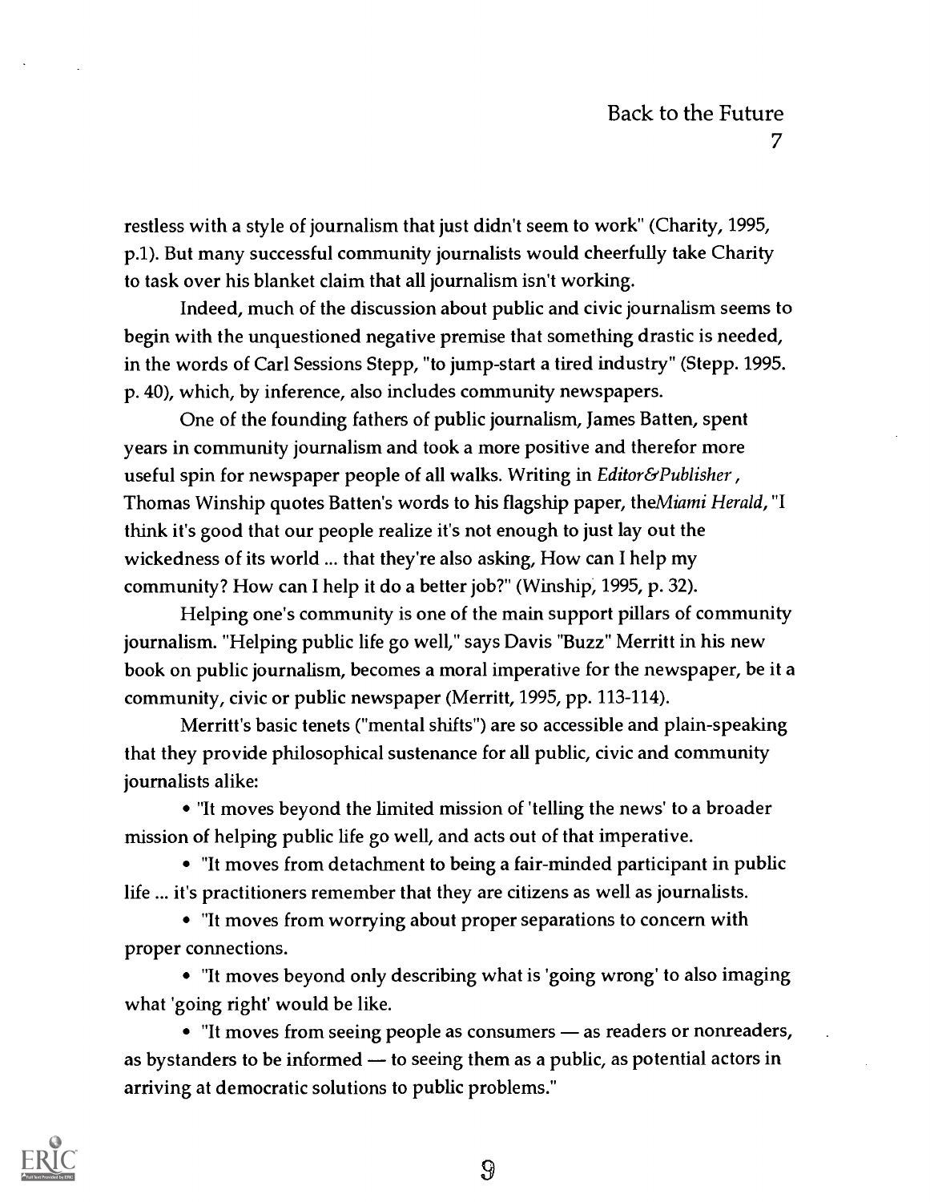restless with a style of journalism that just didn't seem to work" (Charity, 1995, p.1). But many successful community journalists would cheerfully take Charity to task over his blanket claim that all journalism isn't working.

Indeed, much of the discussion about public and civic journalism seems to begin with the unquestioned negative premise that something drastic is needed, in the words of Carl Sessions Stepp, "to jump-start a tired industry" (Stepp. 1995. p. 40), which, by inference, also includes community newspapers.

One of the founding fathers of public journalism, James Batten, spent years in community journalism and took a more positive and therefor more useful spin for newspaper people of all walks. Writing in *Editor&Publisher*, Thomas Winship quotes Batten's words to his flagship paper, the*Miami Herald*, "I think it's good that our people realize it's not enough to just lay out the wickedness of its world ... that they're also asking, How can I help my community? How can I help it do a better job?" (Winship, 1995, p. 32).

Helping one's community is one of the main support pillars of community journalism. "Helping public life go well," says Davis "Buzz" Merritt in his new book on public journalism, becomes a moral imperative for the newspaper, be it a community, civic or public newspaper (Merritt, 1995, pp. 113-114).

Merritt's basic tenets ("mental shifts") are so accessible and plain-speaking that they provide philosophical sustenance for all public, civic and community journalists alike:

- "It moves beyond the limited mission of 'telling the news' to a broader mission of helping public life go well, and acts out of that imperative.
- "It moves from detachment to being a fair-minded participant in public life ... it's practitioners remember that they are citizens as well as journalists.
- "It moves from worrying about proper separations to concern with proper connections.
- "It moves beyond only describing what is 'going wrong' to also imaging what 'going right' would be like.
- "It moves from seeing people as consumers — as readers or nonreaders, as bystanders to be informed — to seeing them as a public, as potential actors in arriving at democratic solutions to public problems."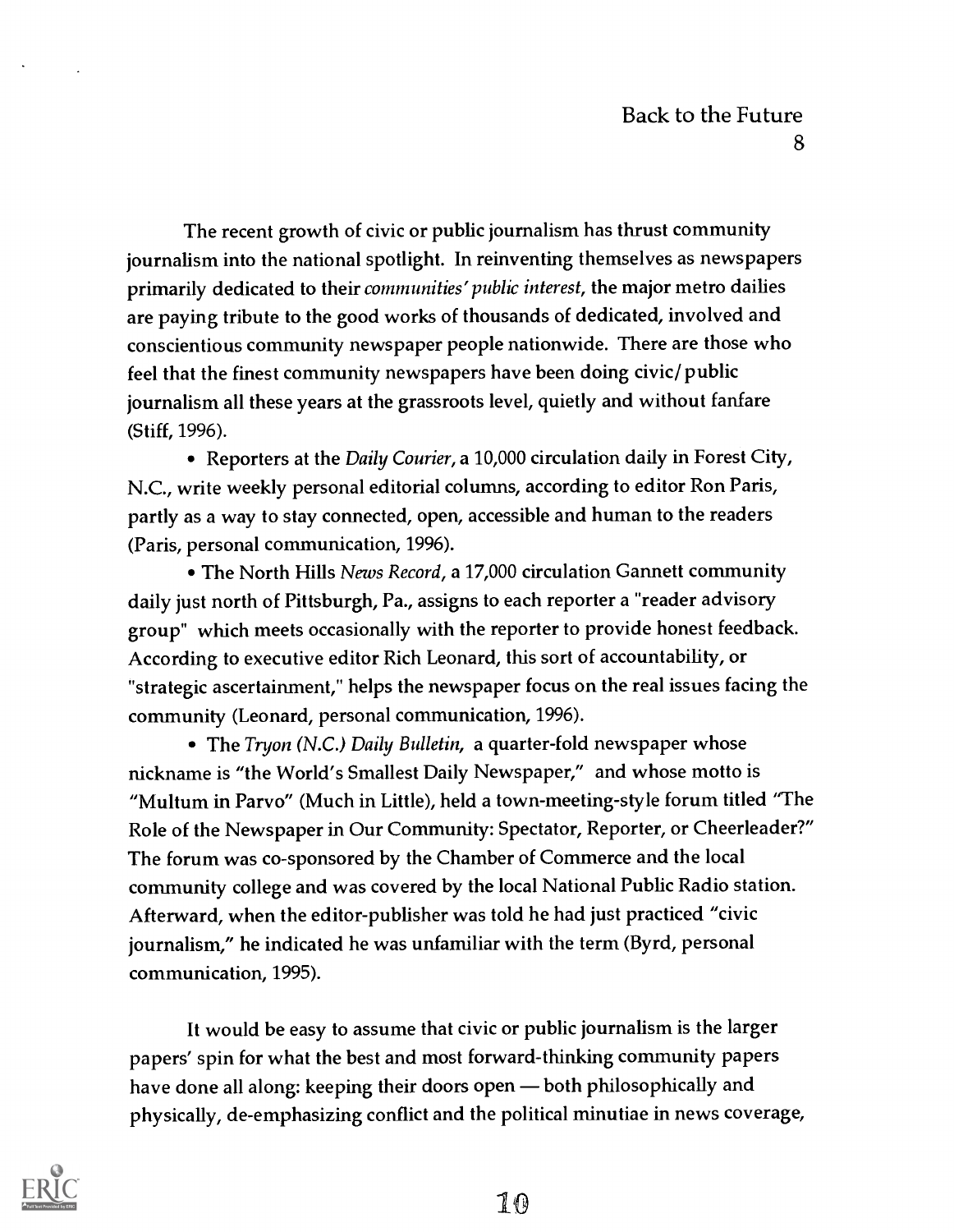The recent growth of civic or public journalism has thrust community journalism into the national spotlight. In reinventing themselves as newspapers primarily dedicated to their *communities' public interest*, the major metro dailies are paying tribute to the good works of thousands of dedicated, involved and conscientious community newspaper people nationwide. There are those who feel that the finest community newspapers have been doing civic/public journalism all these years at the grassroots level, quietly and without fanfare (Stiff, 1996).

- Reporters at the *Daily Courier*, a 10,000 circulation daily in Forest City, N.C., write weekly personal editorial columns, according to editor Ron Paris, partly as a way to stay connected, open, accessible and human to the readers (Paris, personal communication, 1996).

- The North Hills *News Record*, a 17,000 circulation Gannett community daily just north of Pittsburgh, Pa., assigns to each reporter a "reader advisory group" which meets occasionally with the reporter to provide honest feedback. According to executive editor Rich Leonard, this sort of accountability, or "strategic ascertainment," helps the newspaper focus on the real issues facing the community (Leonard, personal communication, 1996).

- The *Tryon (N.C.) Daily Bulletin*, a quarter-fold newspaper whose nickname is "the World's Smallest Daily Newspaper," and whose motto is "Multum in Parvo" (Much in Little), held a town-meeting-style forum titled "The Role of the Newspaper in Our Community: Spectator, Reporter, or Cheerleader?" The forum was co-sponsored by the Chamber of Commerce and the local community college and was covered by the local National Public Radio station. Afterward, when the editor-publisher was told he had just practiced "civic journalism," he indicated he was unfamiliar with the term (Byrd, personal communication, 1995).

It would be easy to assume that civic or public journalism is the larger papers' spin for what the best and most forward-thinking community papers have done all along: keeping their doors open — both philosophically and physically, de-emphasizing conflict and the political minutiae in news coverage,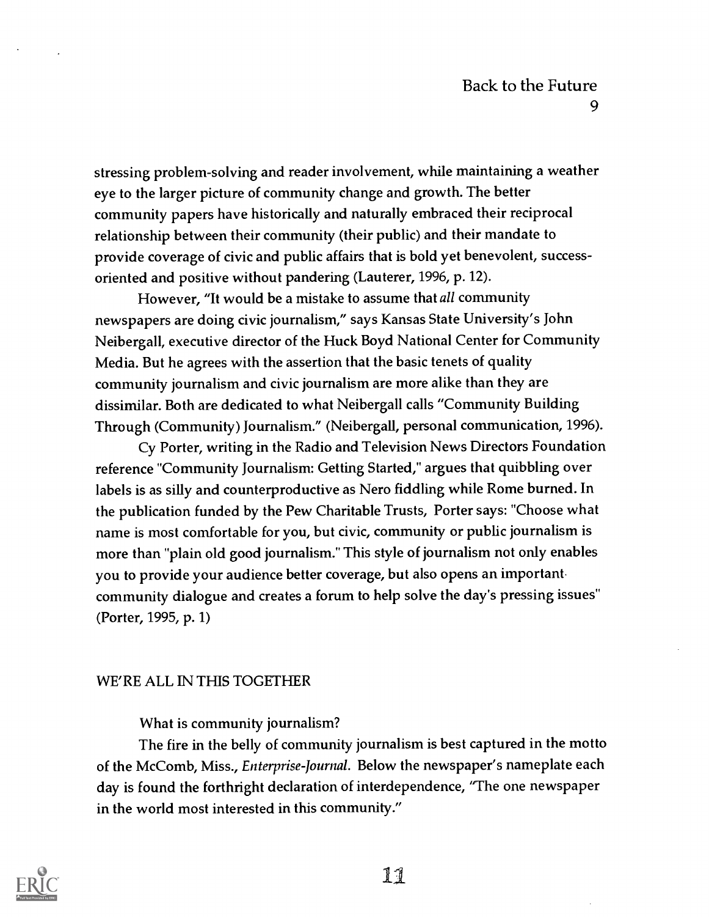stressing problem-solving and reader involvement, while maintaining a weather eye to the larger picture of community change and growth. The better community papers have historically and naturally embraced their reciprocal relationship between their community (their public) and their mandate to provide coverage of civic and public affairs that is bold yet benevolent, success-oriented and positive without pandering (Lauterer, 1996, p. 12).

However, "It would be a mistake to assume that *all* community newspapers are doing civic journalism," says Kansas State University's John Neibergall, executive director of the Huck Boyd National Center for Community Media. But he agrees with the assertion that the basic tenets of quality community journalism and civic journalism are more alike than they are dissimilar. Both are dedicated to what Neibergall calls "Community Building Through (Community) Journalism." (Neibergall, personal communication, 1996).

Cy Porter, writing in the Radio and Television News Directors Foundation reference "Community Journalism: Getting Started," argues that quibbling over labels is as silly and counterproductive as Nero fiddling while Rome burned. In the publication funded by the Pew Charitable Trusts, Porter says: "Choose what name is most comfortable for you, but civic, community or public journalism is more than "plain old good journalism." This style of journalism not only enables you to provide your audience better coverage, but also opens an important community dialogue and creates a forum to help solve the day's pressing issues" (Porter, 1995, p. 1)

## WE'RE ALL IN THIS TOGETHER

What is community journalism?

The fire in the belly of community journalism is best captured in the motto of the McComb, Miss., *Enterprise-Journal*. Below the newspaper's nameplate each day is found the forthright declaration of interdependence, "The one newspaper in the world most interested in this community."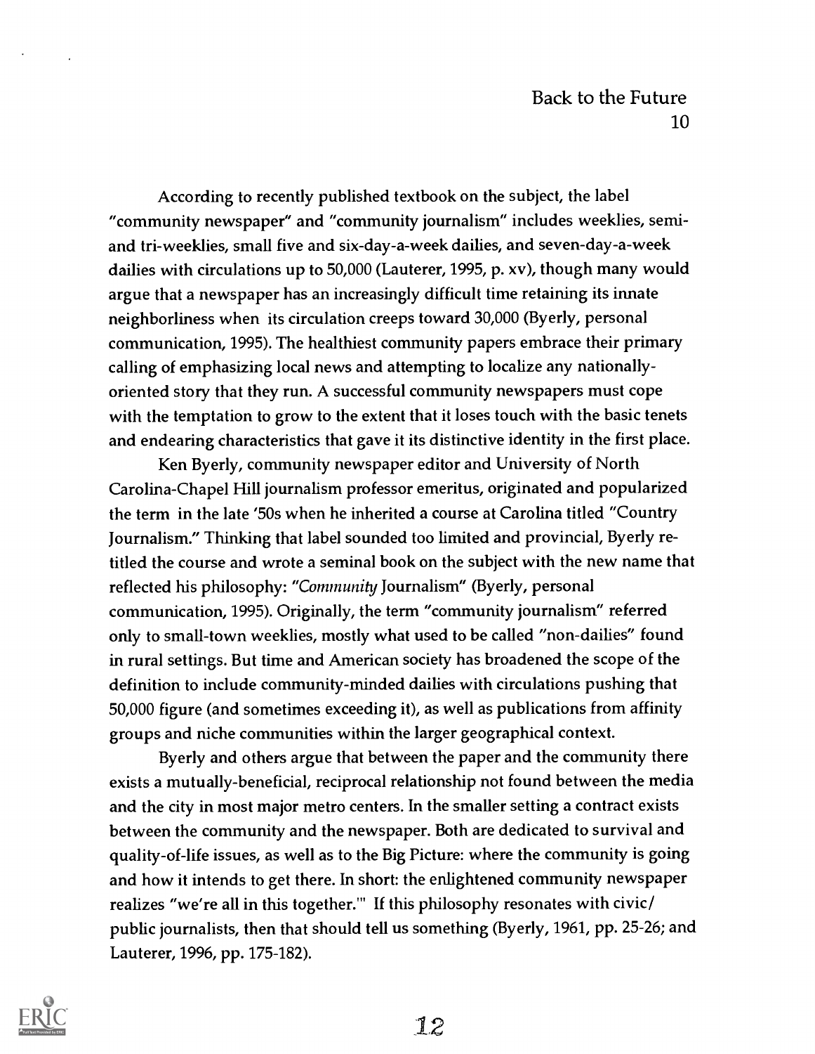According to recently published textbook on the subject, the label "community newspaper" and "community journalism" includes weeklies, semi- and tri-weeklies, small five and six-day-a-week dailies, and seven-day-a-week dailies with circulations up to 50,000 (Lauterer, 1995, p. xv), though many would argue that a newspaper has an increasingly difficult time retaining its innate neighborliness when its circulation creeps toward 30,000 (Byerly, personal communication, 1995). The healthiest community papers embrace their primary calling of emphasizing local news and attempting to localize any nationally-oriented story that they run. A successful community newspapers must cope with the temptation to grow to the extent that it loses touch with the basic tenets and endearing characteristics that gave it its distinctive identity in the first place.

Ken Byerly, community newspaper editor and University of North Carolina-Chapel Hill journalism professor emeritus, originated and popularized the term in the late '50s when he inherited a course at Carolina titled "Country Journalism." Thinking that label sounded too limited and provincial, Byerly re-titled the course and wrote a seminal book on the subject with the new name that reflected his philosophy: "*Community* Journalism" (Byerly, personal communication, 1995). Originally, the term "community journalism" referred only to small-town weeklies, mostly what used to be called "non-dailies" found in rural settings. But time and American society has broadened the scope of the definition to include community-minded dailies with circulations pushing that 50,000 figure (and sometimes exceeding it), as well as publications from affinity groups and niche communities within the larger geographical context.

Byerly and others argue that between the paper and the community there exists a mutually-beneficial, reciprocal relationship not found between the media and the city in most major metro centers. In the smaller setting a contract exists between the community and the newspaper. Both are dedicated to survival and quality-of-life issues, as well as to the Big Picture: where the community is going and how it intends to get there. In short: the enlightened community newspaper realizes "we're all in this together.'" If this philosophy resonates with civic/public journalists, then that should tell us something (Byerly, 1961, pp. 25-26; and Lauterer, 1996, pp. 175-182).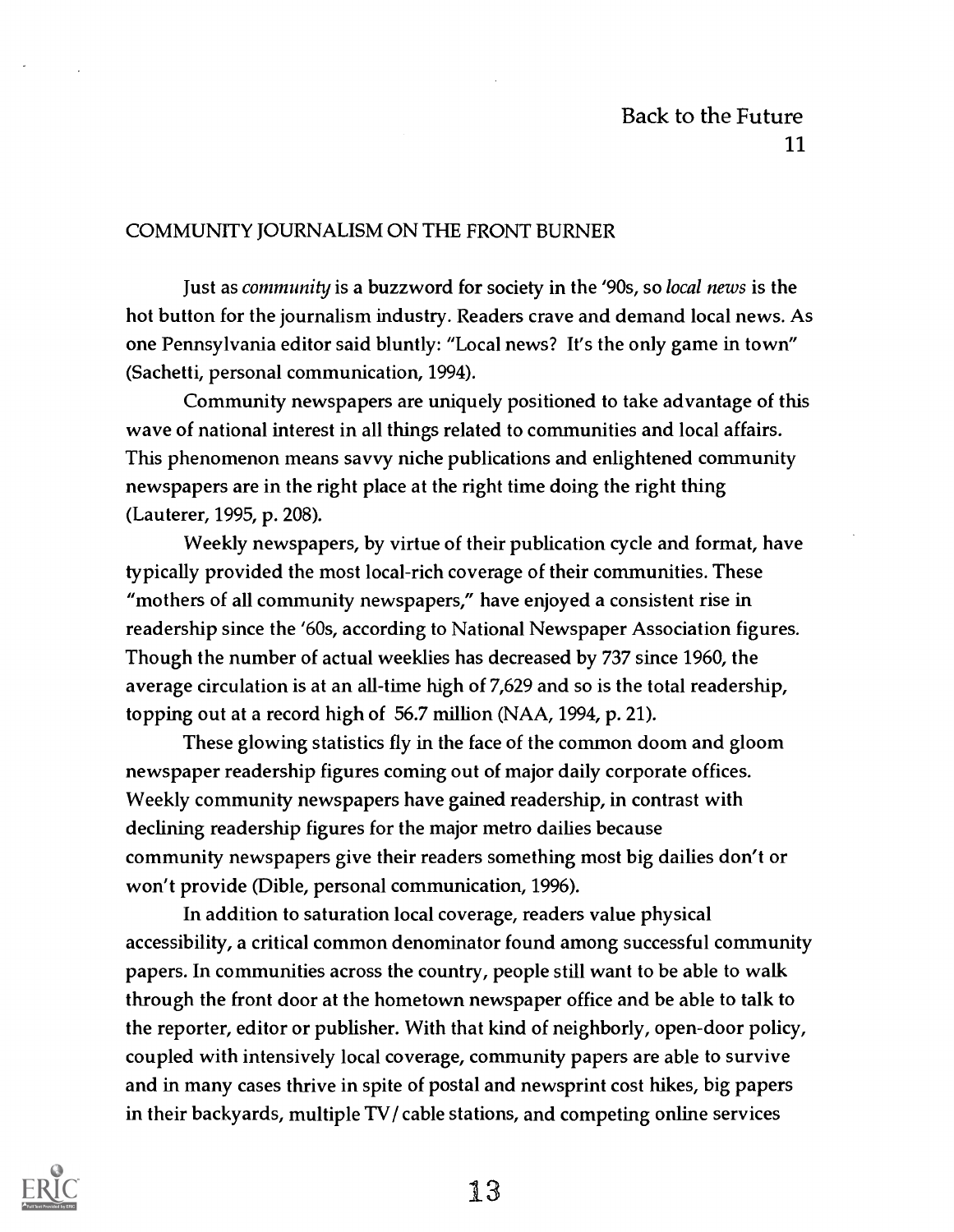## COMMUNITY JOURNALISM ON THE FRONT BURNER

Just as *community* is a buzzword for society in the '90s, so *local news* is the hot button for the journalism industry. Readers crave and demand local news. As one Pennsylvania editor said bluntly: "Local news? It's the only game in town" (Sachetti, personal communication, 1994).

Community newspapers are uniquely positioned to take advantage of this wave of national interest in all things related to communities and local affairs. This phenomenon means savvy niche publications and enlightened community newspapers are in the right place at the right time doing the right thing (Lauterer, 1995, p. 208).

Weekly newspapers, by virtue of their publication cycle and format, have typically provided the most local-rich coverage of their communities. These "mothers of all community newspapers," have enjoyed a consistent rise in readership since the '60s, according to National Newspaper Association figures. Though the number of actual weeklies has decreased by 737 since 1960, the average circulation is at an all-time high of 7,629 and so is the total readership, topping out at a record high of 56.7 million (NAA, 1994, p. 21).

These glowing statistics fly in the face of the common doom and gloom newspaper readership figures coming out of major daily corporate offices. Weekly community newspapers have gained readership, in contrast with declining readership figures for the major metro dailies because community newspapers give their readers something most big dailies don't or won't provide (Dible, personal communication, 1996).

In addition to saturation local coverage, readers value physical accessibility, a critical common denominator found among successful community papers. In communities across the country, people still want to be able to walk through the front door at the hometown newspaper office and be able to talk to the reporter, editor or publisher. With that kind of neighborly, open-door policy, coupled with intensively local coverage, community papers are able to survive and in many cases thrive in spite of postal and newsprint cost hikes, big papers in their backyards, multiple TV/cable stations, and competing online services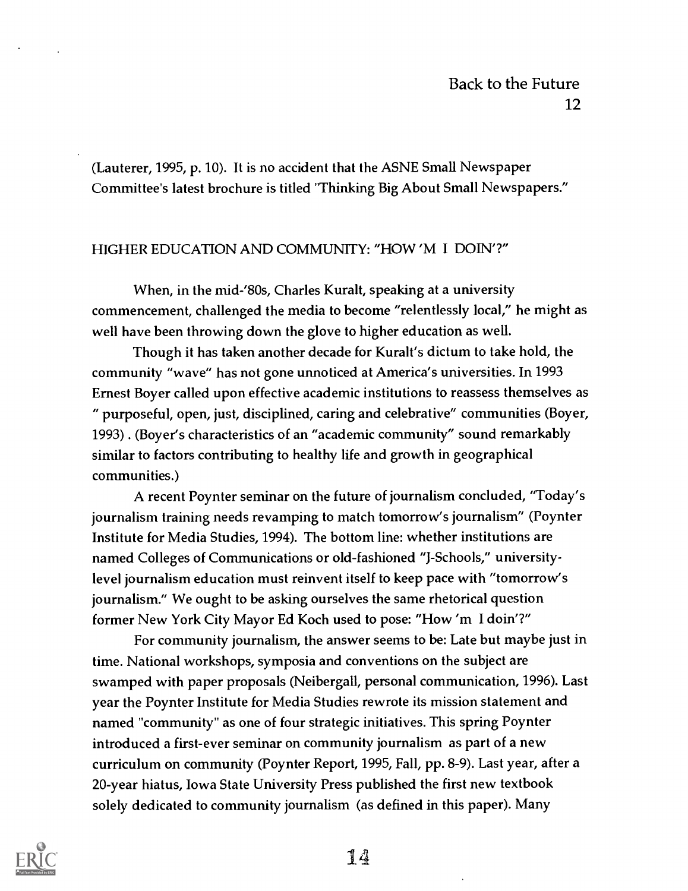(Lauterer, 1995, p. 10). It is no accident that the ASNE Small Newspaper Committee's latest brochure is titled "Thinking Big About Small Newspapers."

## HIGHER EDUCATION AND COMMUNITY: "HOW 'M I DOIN'?"

When, in the mid-'80s, Charles Kuralt, speaking at a university commencement, challenged the media to become "relentlessly local," he might as well have been throwing down the glove to higher education as well.

Though it has taken another decade for Kuralt's dictum to take hold, the community "wave" has not gone unnoticed at America's universities. In 1993 Ernest Boyer called upon effective academic institutions to reassess themselves as " purposeful, open, just, disciplined, caring and celebrative" communities (Boyer, 1993) . (Boyer's characteristics of an "academic community" sound remarkably similar to factors contributing to healthy life and growth in geographical communities.)

A recent Poynter seminar on the future of journalism concluded, "Today's journalism training needs revamping to match tomorrow's journalism" (Poynter Institute for Media Studies, 1994). The bottom line: whether institutions are named Colleges of Communications or old-fashioned "J-Schools," university-level journalism education must reinvent itself to keep pace with "tomorrow's journalism." We ought to be asking ourselves the same rhetorical question former New York City Mayor Ed Koch used to pose: "How 'm I doin'?"

For community journalism, the answer seems to be: Late but maybe just in time. National workshops, symposia and conventions on the subject are swamped with paper proposals (Neibergall, personal communication, 1996). Last year the Poynter Institute for Media Studies rewrote its mission statement and named "community" as one of four strategic initiatives. This spring Poynter introduced a first-ever seminar on community journalism as part of a new curriculum on community (Poynter Report, 1995, Fall, pp. 8-9). Last year, after a 20-year hiatus, Iowa State University Press published the first new textbook solely dedicated to community journalism (as defined in this paper). Many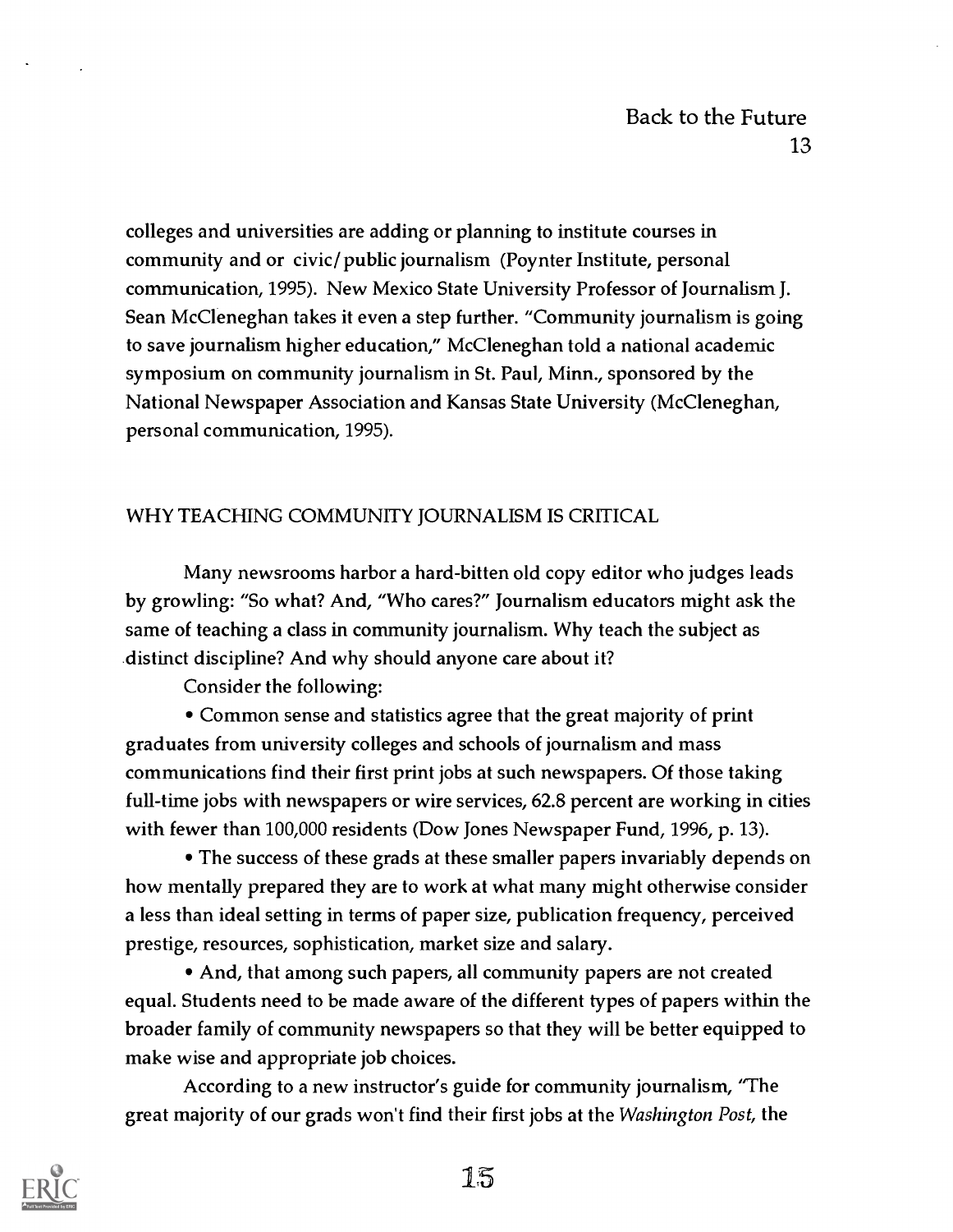colleges and universities are adding or planning to institute courses in community and or civic/public journalism (Poynter Institute, personal communication, 1995). New Mexico State University Professor of Journalism J. Sean McCleneghan takes it even a step further. "Community journalism is going to save journalism higher education," McCleneghan told a national academic symposium on community journalism in St. Paul, Minn., sponsored by the National Newspaper Association and Kansas State University (McCleneghan, personal communication, 1995).

## WHY TEACHING COMMUNITY JOURNALISM IS CRITICAL

Many newsrooms harbor a hard-bitten old copy editor who judges leads by growling: "So what? And, "Who cares?" Journalism educators might ask the same of teaching a class in community journalism. Why teach the subject as distinct discipline? And why should anyone care about it?

Consider the following:

- Common sense and statistics agree that the great majority of print graduates from university colleges and schools of journalism and mass communications find their first print jobs at such newspapers. Of those taking full-time jobs with newspapers or wire services, 62.8 percent are working in cities with fewer than 100,000 residents (Dow Jones Newspaper Fund, 1996, p. 13).
- The success of these grads at these smaller papers invariably depends on how mentally prepared they are to work at what many might otherwise consider a less than ideal setting in terms of paper size, publication frequency, perceived prestige, resources, sophistication, market size and salary.
- And, that among such papers, all community papers are not created equal. Students need to be made aware of the different types of papers within the broader family of community newspapers so that they will be better equipped to make wise and appropriate job choices.

According to a new instructor's guide for community journalism, "The great majority of our grads won't find their first jobs at the *Washington Post*, the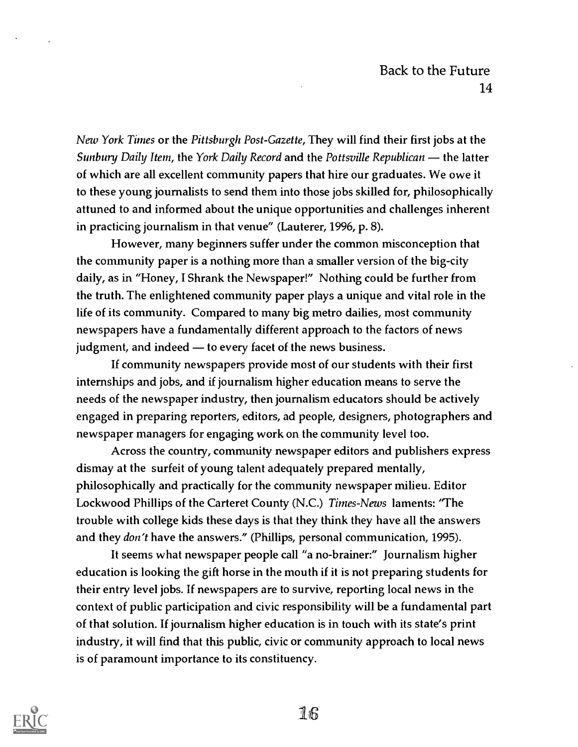*New York Times* or the *Pittsburgh Post-Gazette*, They will find their first jobs at the *Sunbury Daily Item*, the *York Daily Record* and the *Pottsville Republican* — the latter of which are all excellent community papers that hire our graduates. We owe it to these young journalists to send them into those jobs skilled for, philosophically attuned to and informed about the unique opportunities and challenges inherent in practicing journalism in that venue" (Lauterer, 1996, p. 8).

However, many beginners suffer under the common misconception that the community paper is a nothing more than a smaller version of the big-city daily, as in "Honey, I Shrank the Newspaper!" Nothing could be further from the truth. The enlightened community paper plays a unique and vital role in the life of its community. Compared to many big metro dailies, most community newspapers have a fundamentally different approach to the factors of news judgment, and indeed — to every facet of the news business.

If community newspapers provide most of our students with their first internships and jobs, and if journalism higher education means to serve the needs of the newspaper industry, then journalism educators should be actively engaged in preparing reporters, editors, ad people, designers, photographers and newspaper managers for engaging work on the community level too.

Across the country, community newspaper editors and publishers express dismay at the surfeit of young talent adequately prepared mentally, philosophically and practically for the community newspaper milieu. Editor Lockwood Phillips of the Carteret County (N.C.) *Times-News* laments: "The trouble with college kids these days is that they think they have all the answers and they *don't* have the answers." (Phillips, personal communication, 1995).

It seems what newspaper people call "a no-brainer:" Journalism higher education is looking the gift horse in the mouth if it is not preparing students for their entry level jobs. If newspapers are to survive, reporting local news in the context of public participation and civic responsibility will be a fundamental part of that solution. If journalism higher education is in touch with its state's print industry, it will find that this public, civic or community approach to local news is of paramount importance to its constituency.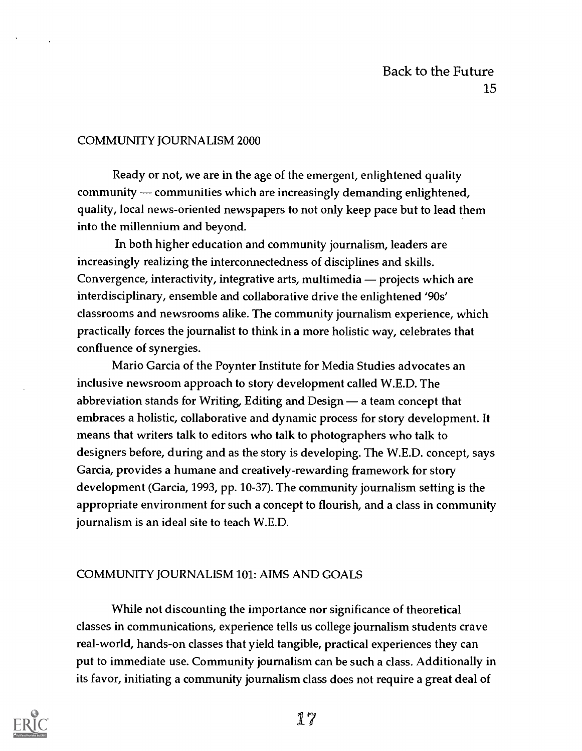## COMMUNITY JOURNALISM 2000

Ready or not, we are in the age of the emergent, enlightened quality community — communities which are increasingly demanding enlightened, quality, local news-oriented newspapers to not only keep pace but to lead them into the millennium and beyond.

In both higher education and community journalism, leaders are increasingly realizing the interconnectedness of disciplines and skills. Convergence, interactivity, integrative arts, multimedia — projects which are interdisciplinary, ensemble and collaborative drive the enlightened '90s' classrooms and newsrooms alike. The community journalism experience, which practically forces the journalist to think in a more holistic way, celebrates that confluence of synergies.

Mario Garcia of the Poynter Institute for Media Studies advocates an inclusive newsroom approach to story development called W.E.D. The abbreviation stands for Writing, Editing and Design — a team concept that embraces a holistic, collaborative and dynamic process for story development. It means that writers talk to editors who talk to photographers who talk to designers before, during and as the story is developing. The W.E.D. concept, says Garcia, provides a humane and creatively-rewarding framework for story development (Garcia, 1993, pp. 10-37). The community journalism setting is the appropriate environment for such a concept to flourish, and a class in community journalism is an ideal site to teach W.E.D.

## COMMUNITY JOURNALISM 101: AIMS AND GOALS

While not discounting the importance nor significance of theoretical classes in communications, experience tells us college journalism students crave real-world, hands-on classes that yield tangible, practical experiences they can put to immediate use. Community journalism can be such a class. Additionally in its favor, initiating a community journalism class does not require a great deal of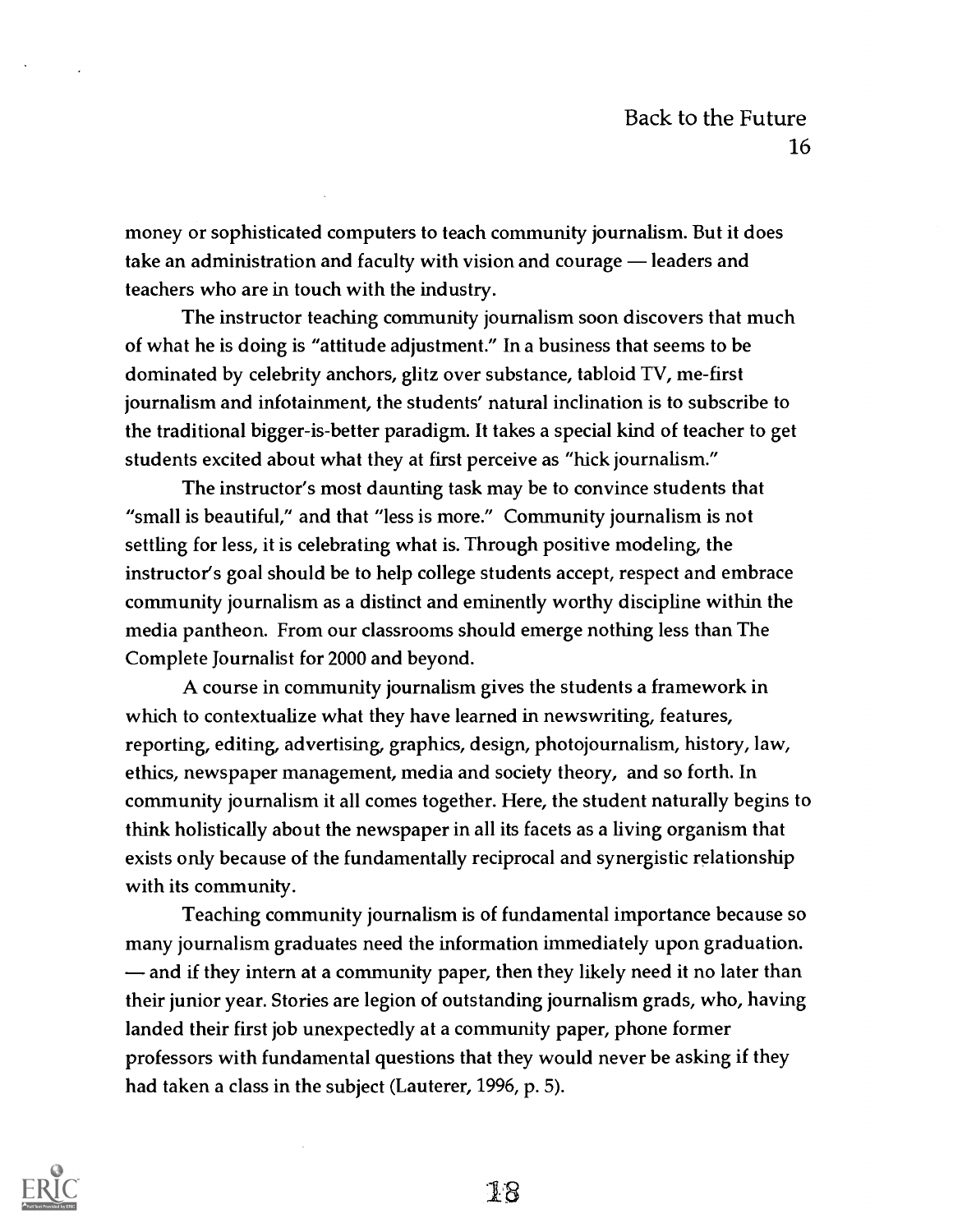money or sophisticated computers to teach community journalism. But it does take an administration and faculty with vision and courage — leaders and teachers who are in touch with the industry.

The instructor teaching community journalism soon discovers that much of what he is doing is "attitude adjustment." In a business that seems to be dominated by celebrity anchors, glitz over substance, tabloid TV, me-first journalism and infotainment, the students' natural inclination is to subscribe to the traditional bigger-is-better paradigm. It takes a special kind of teacher to get students excited about what they at first perceive as "hick journalism."

The instructor's most daunting task may be to convince students that "small is beautiful," and that "less is more." Community journalism is not settling for less, it is celebrating what is. Through positive modeling, the instructor's goal should be to help college students accept, respect and embrace community journalism as a distinct and eminently worthy discipline within the media pantheon. From our classrooms should emerge nothing less than The Complete Journalist for 2000 and beyond.

A course in community journalism gives the students a framework in which to contextualize what they have learned in newswriting, features, reporting, editing, advertising, graphics, design, photojournalism, history, law, ethics, newspaper management, media and society theory, and so forth. In community journalism it all comes together. Here, the student naturally begins to think holistically about the newspaper in all its facets as a living organism that exists only because of the fundamentally reciprocal and synergistic relationship with its community.

Teaching community journalism is of fundamental importance because so many journalism graduates need the information immediately upon graduation. — and if they intern at a community paper, then they likely need it no later than their junior year. Stories are legion of outstanding journalism grads, who, having landed their first job unexpectedly at a community paper, phone former professors with fundamental questions that they would never be asking if they had taken a class in the subject (Lauterer, 1996, p. 5).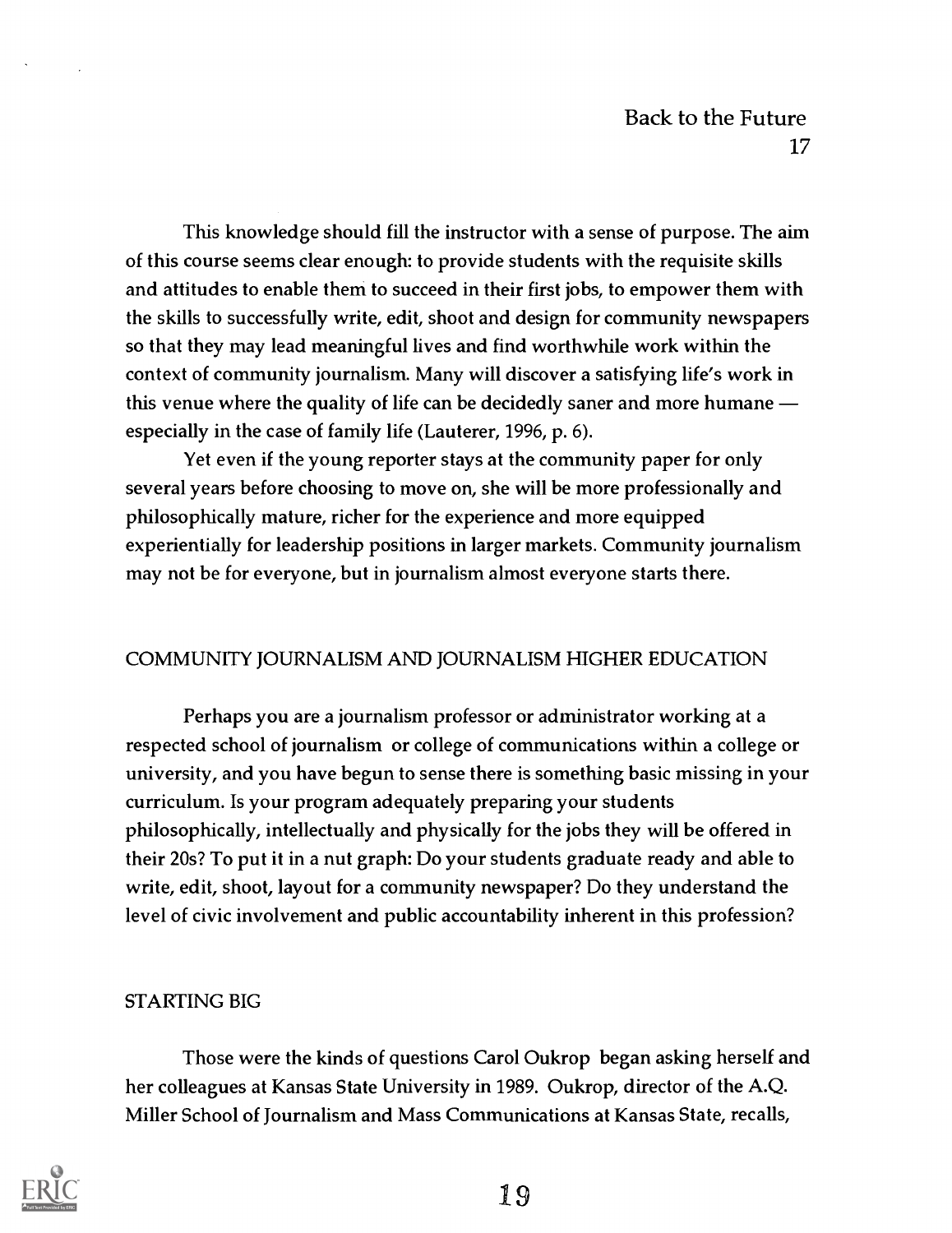This knowledge should fill the instructor with a sense of purpose. The aim of this course seems clear enough: to provide students with the requisite skills and attitudes to enable them to succeed in their first jobs, to empower them with the skills to successfully write, edit, shoot and design for community newspapers so that they may lead meaningful lives and find worthwhile work within the context of community journalism. Many will discover a satisfying life's work in this venue where the quality of life can be decidedly saner and more humane — especially in the case of family life (Lauterer, 1996, p. 6).

Yet even if the young reporter stays at the community paper for only several years before choosing to move on, she will be more professionally and philosophically mature, richer for the experience and more equipped experientially for leadership positions in larger markets. Community journalism may not be for everyone, but in journalism almost everyone starts there.

## COMMUNITY JOURNALISM AND JOURNALISM HIGHER EDUCATION

Perhaps you are a journalism professor or administrator working at a respected school of journalism or college of communications within a college or university, and you have begun to sense there is something basic missing in your curriculum. Is your program adequately preparing your students philosophically, intellectually and physically for the jobs they will be offered in their 20s? To put it in a nut graph: Do your students graduate ready and able to write, edit, shoot, layout for a community newspaper? Do they understand the level of civic involvement and public accountability inherent in this profession?

## STARTING BIG

Those were the kinds of questions Carol Oukrop began asking herself and her colleagues at Kansas State University in 1989. Oukrop, director of the A.Q. Miller School of Journalism and Mass Communications at Kansas State, recalls,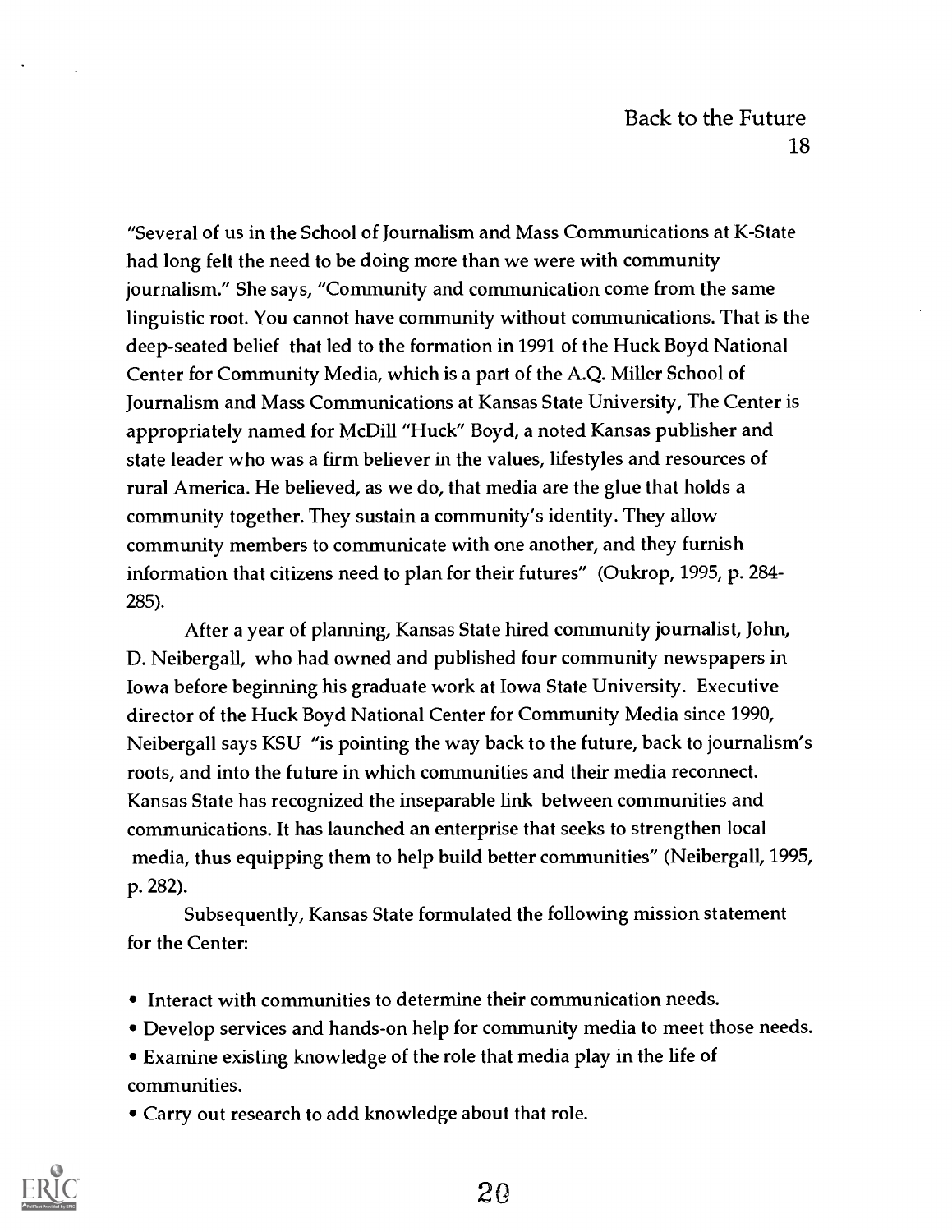"Several of us in the School of Journalism and Mass Communications at K-State had long felt the need to be doing more than we were with community journalism." She says, "Community and communication come from the same linguistic root. You cannot have community without communications. That is the deep-seated belief that led to the formation in 1991 of the Huck Boyd National Center for Community Media, which is a part of the A.Q. Miller School of Journalism and Mass Communications at Kansas State University, The Center is appropriately named for McDill "Huck" Boyd, a noted Kansas publisher and state leader who was a firm believer in the values, lifestyles and resources of rural America. He believed, as we do, that media are the glue that holds a community together. They sustain a community's identity. They allow community members to communicate with one another, and they furnish information that citizens need to plan for their futures" (Oukrop, 1995, p. 284-285).

After a year of planning, Kansas State hired community journalist, John, D. Neibergall, who had owned and published four community newspapers in Iowa before beginning his graduate work at Iowa State University. Executive director of the Huck Boyd National Center for Community Media since 1990, Neibergall says KSU "is pointing the way back to the future, back to journalism's roots, and into the future in which communities and their media reconnect. Kansas State has recognized the inseparable link between communities and communications. It has launched an enterprise that seeks to strengthen local media, thus equipping them to help build better communities" (Neibergall, 1995, p. 282).

Subsequently, Kansas State formulated the following mission statement for the Center:

- Interact with communities to determine their communication needs.
- Develop services and hands-on help for community media to meet those needs.
- Examine existing knowledge of the role that media play in the life of communities.
- Carry out research to add knowledge about that role.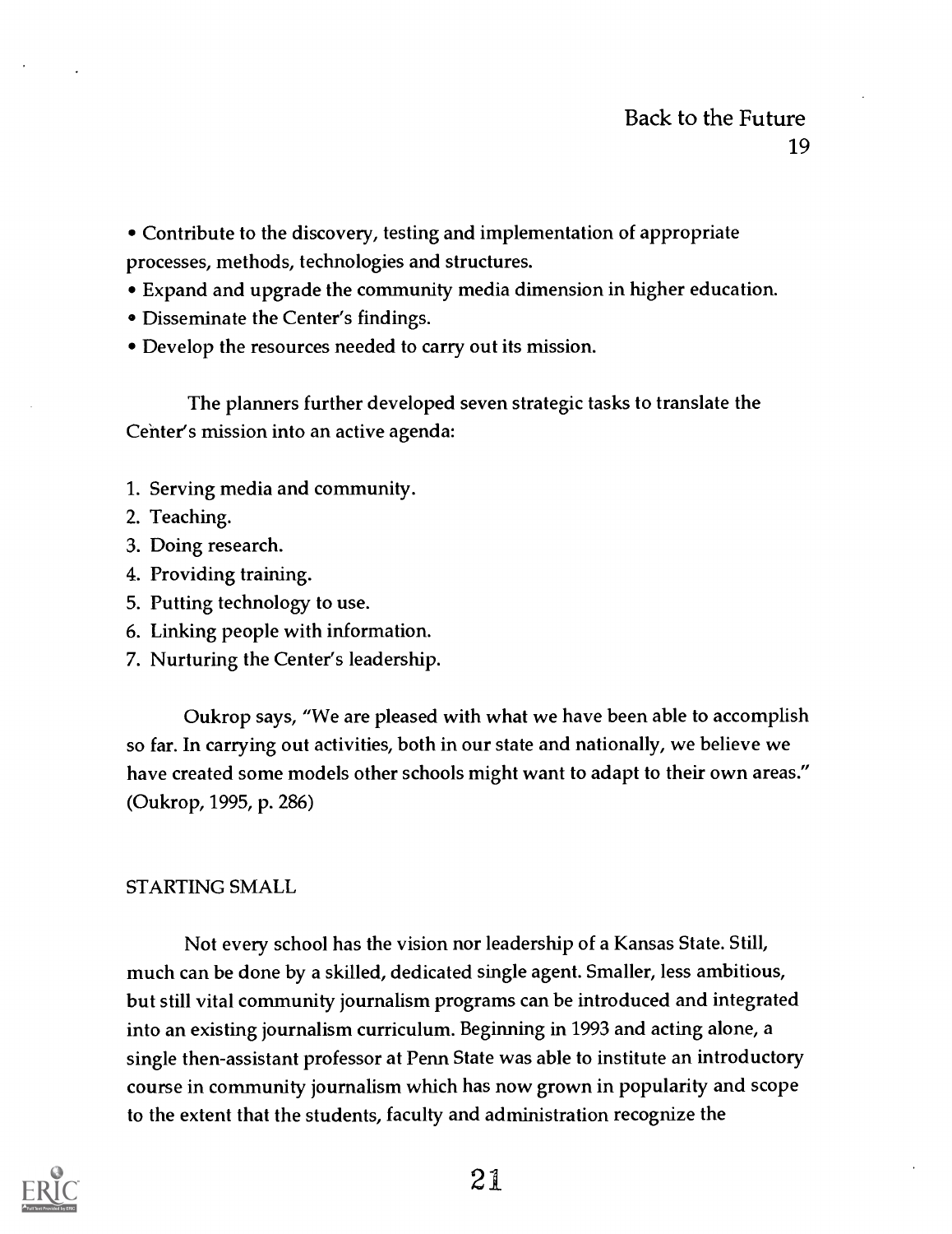- Contribute to the discovery, testing and implementation of appropriate processes, methods, technologies and structures.
- Expand and upgrade the community media dimension in higher education.
- Disseminate the Center's findings.
- Develop the resources needed to carry out its mission.

The planners further developed seven strategic tasks to translate the Center's mission into an active agenda:

1. Serving media and community.
2. Teaching.
3. Doing research.
4. Providing training.
5. Putting technology to use.
6. Linking people with information.
7. Nurturing the Center's leadership.

Oukrop says, "We are pleased with what we have been able to accomplish so far. In carrying out activities, both in our state and nationally, we believe we have created some models other schools might want to adapt to their own areas." (Oukrop, 1995, p. 286)

## STARTING SMALL

Not every school has the vision nor leadership of a Kansas State. Still, much can be done by a skilled, dedicated single agent. Smaller, less ambitious, but still vital community journalism programs can be introduced and integrated into an existing journalism curriculum. Beginning in 1993 and acting alone, a single then-assistant professor at Penn State was able to institute an introductory course in community journalism which has now grown in popularity and scope to the extent that the students, faculty and administration recognize the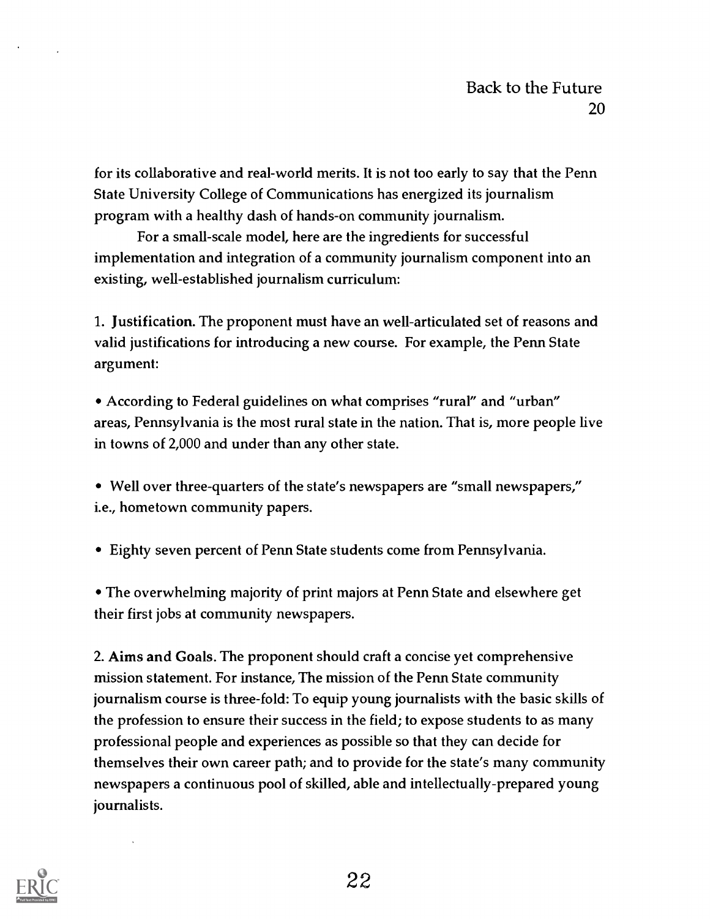for its collaborative and real-world merits. It is not too early to say that the Penn State University College of Communications has energized its journalism program with a healthy dash of hands-on community journalism.

For a small-scale model, here are the ingredients for successful implementation and integration of a community journalism component into an existing, well-established journalism curriculum:

1. **Justification.** The proponent must have an well-articulated set of reasons and valid justifications for introducing a new course. For example, the Penn State argument:

- According to Federal guidelines on what comprises "rural" and "urban" areas, Pennsylvania is the most rural state in the nation. That is, more people live in towns of 2,000 and under than any other state.

- Well over three-quarters of the state's newspapers are "small newspapers," i.e., hometown community papers.

- Eighty seven percent of Penn State students come from Pennsylvania.

- The overwhelming majority of print majors at Penn State and elsewhere get their first jobs at community newspapers.

2. **Aims and Goals.** The proponent should craft a concise yet comprehensive mission statement. For instance, The mission of the Penn State community journalism course is three-fold: To equip young journalists with the basic skills of the profession to ensure their success in the field; to expose students to as many professional people and experiences as possible so that they can decide for themselves their own career path; and to provide for the state's many community newspapers a continuous pool of skilled, able and intellectually-prepared young journalists.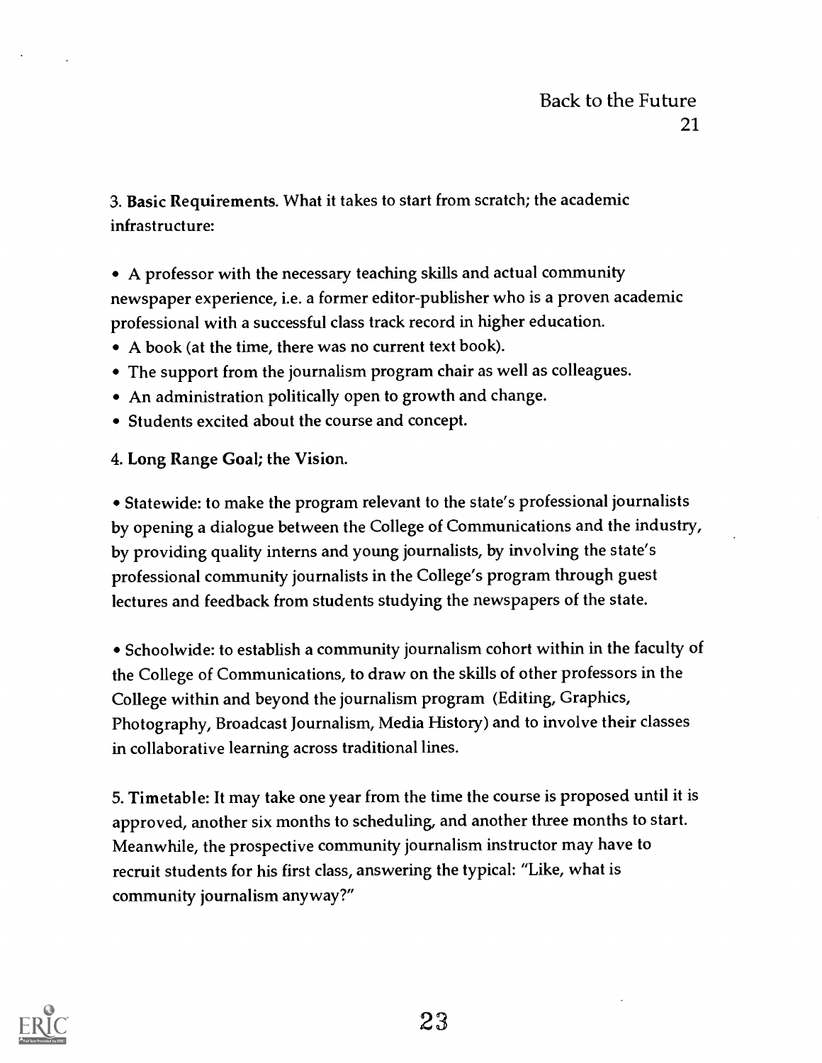3. **Basic Requirements.** What it takes to start from scratch; the academic infrastructure:

- A professor with the necessary teaching skills and actual community newspaper experience, i.e. a former editor-publisher who is a proven academic professional with a successful class track record in higher education.
- A book (at the time, there was no current text book).
- The support from the journalism program chair as well as colleagues.
- An administration politically open to growth and change.
- Students excited about the course and concept.

4. **Long Range Goal; the Vision.**

- Statewide: to make the program relevant to the state's professional journalists by opening a dialogue between the College of Communications and the industry, by providing quality interns and young journalists, by involving the state's professional community journalists in the College's program through guest lectures and feedback from students studying the newspapers of the state.

- Schoolwide: to establish a community journalism cohort within in the faculty of the College of Communications, to draw on the skills of other professors in the College within and beyond the journalism program (Editing, Graphics, Photography, Broadcast Journalism, Media History) and to involve their classes in collaborative learning across traditional lines.

5. **Timetable:** It may take one year from the time the course is proposed until it is approved, another six months to scheduling, and another three months to start. Meanwhile, the prospective community journalism instructor may have to recruit students for his first class, answering the typical: "Like, what is community journalism anyway?"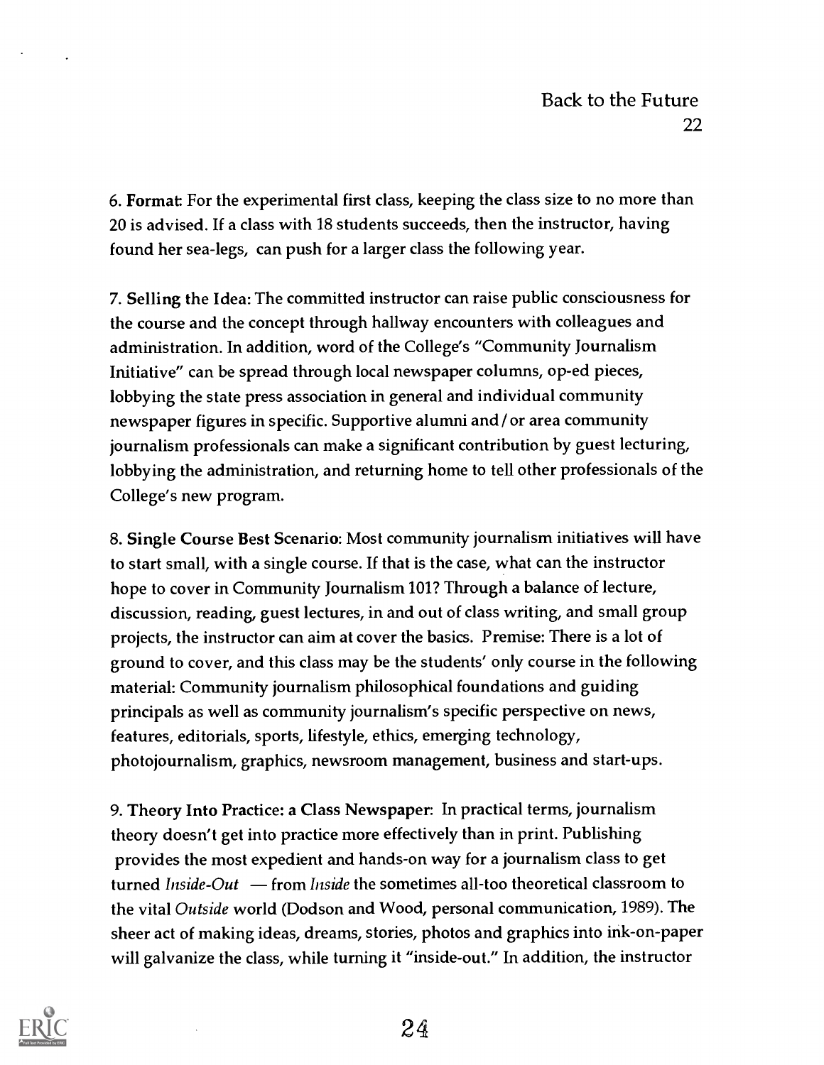6. **Format**: For the experimental first class, keeping the class size to no more than 20 is advised. If a class with 18 students succeeds, then the instructor, having found her sea-legs, can push for a larger class the following year.

7. **Selling the Idea**: The committed instructor can raise public consciousness for the course and the concept through hallway encounters with colleagues and administration. In addition, word of the College's "Community Journalism Initiative" can be spread through local newspaper columns, op-ed pieces, lobbying the state press association in general and individual community newspaper figures in specific. Supportive alumni and / or area community journalism professionals can make a significant contribution by guest lecturing, lobbying the administration, and returning home to tell other professionals of the College's new program.

8. **Single Course Best Scenario**: Most community journalism initiatives will have to start small, with a single course. If that is the case, what can the instructor hope to cover in Community Journalism 101? Through a balance of lecture, discussion, reading, guest lectures, in and out of class writing, and small group projects, the instructor can aim at cover the basics. Premise: There is a lot of ground to cover, and this class may be the students' only course in the following material: Community journalism philosophical foundations and guiding principals as well as community journalism's specific perspective on news, features, editorials, sports, lifestyle, ethics, emerging technology, photojournalism, graphics, newsroom management, business and start-ups.

9. **Theory Into Practice: a Class Newspaper**: In practical terms, journalism theory doesn't get into practice more effectively than in print. Publishing provides the most expedient and hands-on way for a journalism class to get turned *Inside-Out* — from *Inside* the sometimes all-too theoretical classroom to the vital *Outside* world (Dodson and Wood, personal communication, 1989). The sheer act of making ideas, dreams, stories, photos and graphics into ink-on-paper will galvanize the class, while turning it "inside-out." In addition, the instructor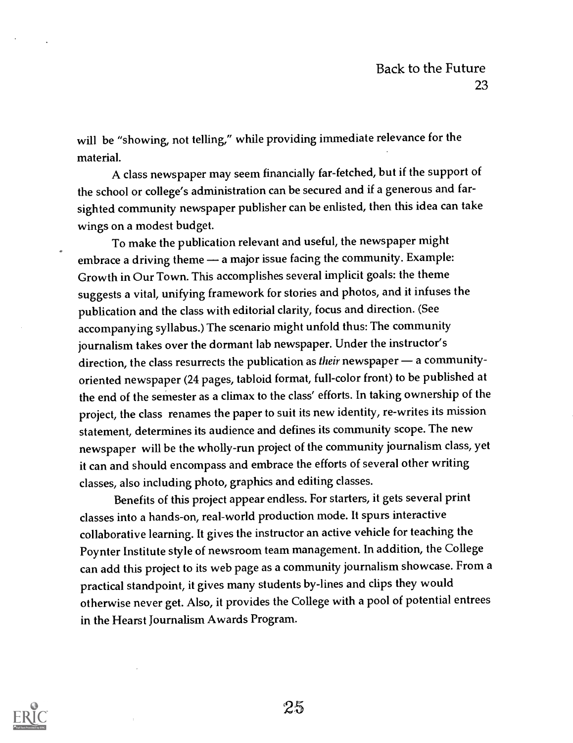will be "showing, not telling," while providing immediate relevance for the material.

A class newspaper may seem financially far-fetched, but if the support of the school or college's administration can be secured and if a generous and far-sighted community newspaper publisher can be enlisted, then this idea can take wings on a modest budget.

To make the publication relevant and useful, the newspaper might embrace a driving theme — a major issue facing the community. Example: Growth in Our Town. This accomplishes several implicit goals: the theme suggests a vital, unifying framework for stories and photos, and it infuses the publication and the class with editorial clarity, focus and direction. (See accompanying syllabus.) The scenario might unfold thus: The community journalism takes over the dormant lab newspaper. Under the instructor's direction, the class resurrects the publication as *their* newspaper — a community-oriented newspaper (24 pages, tabloid format, full-color front) to be published at the end of the semester as a climax to the class' efforts. In taking ownership of the project, the class renames the paper to suit its new identity, re-writes its mission statement, determines its audience and defines its community scope. The new newspaper will be the wholly-run project of the community journalism class, yet it can and should encompass and embrace the efforts of several other writing classes, also including photo, graphics and editing classes.

Benefits of this project appear endless. For starters, it gets several print classes into a hands-on, real-world production mode. It spurs interactive collaborative learning. It gives the instructor an active vehicle for teaching the Poynter Institute style of newsroom team management. In addition, the College can add this project to its web page as a community journalism showcase. From a practical standpoint, it gives many students by-lines and clips they would otherwise never get. Also, it provides the College with a pool of potential entrees in the Hearst Journalism Awards Program.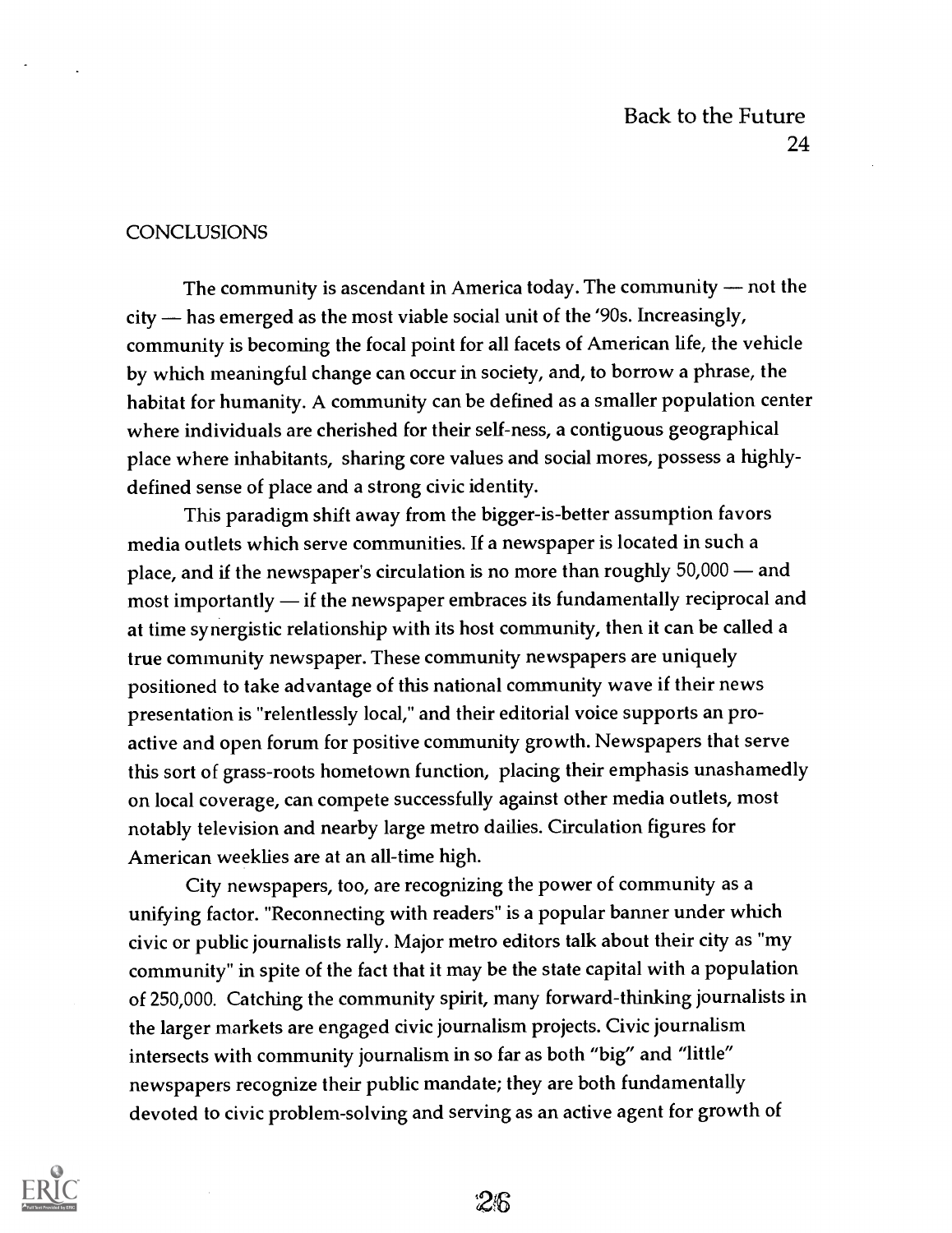## CONCLUSIONS

The community is ascendant in America today. The community — not the city — has emerged as the most viable social unit of the '90s. Increasingly, community is becoming the focal point for all facets of American life, the vehicle by which meaningful change can occur in society, and, to borrow a phrase, the habitat for humanity. A community can be defined as a smaller population center where individuals are cherished for their self-ness, a contiguous geographical place where inhabitants, sharing core values and social mores, possess a highly-defined sense of place and a strong civic identity.

This paradigm shift away from the bigger-is-better assumption favors media outlets which serve communities. If a newspaper is located in such a place, and if the newspaper's circulation is no more than roughly 50,000 — and most importantly — if the newspaper embraces its fundamentally reciprocal and at time synergistic relationship with its host community, then it can be called a true community newspaper. These community newspapers are uniquely positioned to take advantage of this national community wave if their news presentation is "relentlessly local," and their editorial voice supports an pro-active and open forum for positive community growth. Newspapers that serve this sort of grass-roots hometown function, placing their emphasis unashamedly on local coverage, can compete successfully against other media outlets, most notably television and nearby large metro dailies. Circulation figures for American weeklies are at an all-time high.

City newspapers, too, are recognizing the power of community as a unifying factor. "Reconnecting with readers" is a popular banner under which civic or public journalists rally. Major metro editors talk about their city as "my community" in spite of the fact that it may be the state capital with a population of 250,000. Catching the community spirit, many forward-thinking journalists in the larger markets are engaged civic journalism projects. Civic journalism intersects with community journalism in so far as both "big" and "little" newspapers recognize their public mandate; they are both fundamentally devoted to civic problem-solving and serving as an active agent for growth of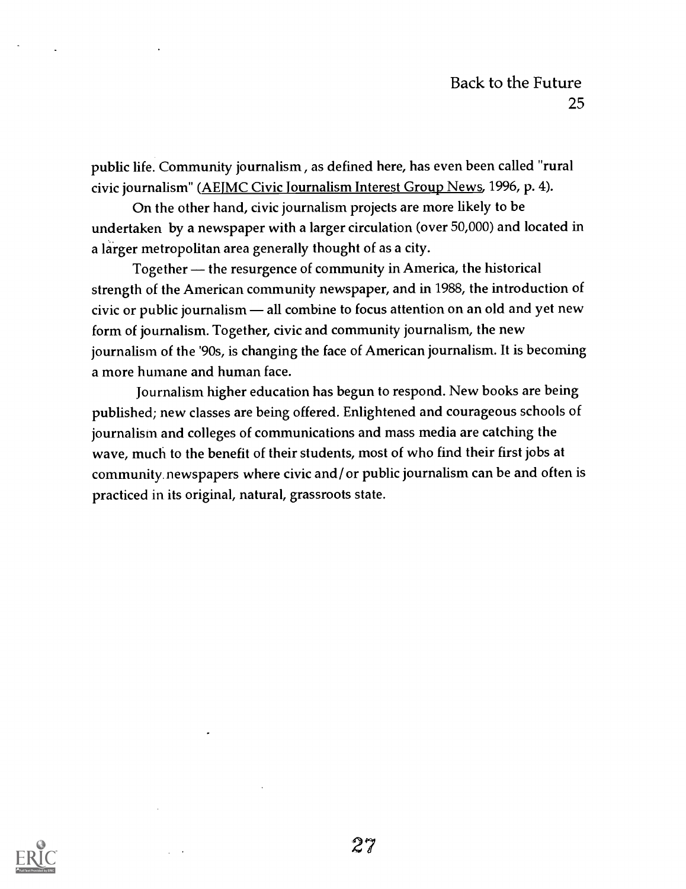public life. Community journalism, as defined here, has even been called "rural civic journalism" (AEJMC Civic Journalism Interest Group News, 1996, p. 4).

On the other hand, civic journalism projects are more likely to be undertaken by a newspaper with a larger circulation (over 50,000) and located in a larger metropolitan area generally thought of as a city.

Together — the resurgence of community in America, the historical strength of the American community newspaper, and in 1988, the introduction of civic or public journalism — all combine to focus attention on an old and yet new form of journalism. Together, civic and community journalism, the new journalism of the '90s, is changing the face of American journalism. It is becoming a more humane and human face.

Journalism higher education has begun to respond. New books are being published; new classes are being offered. Enlightened and courageous schools of journalism and colleges of communications and mass media are catching the wave, much to the benefit of their students, most of who find their first jobs at community newspapers where civic and/or public journalism can be and often is practiced in its original, natural, grassroots state.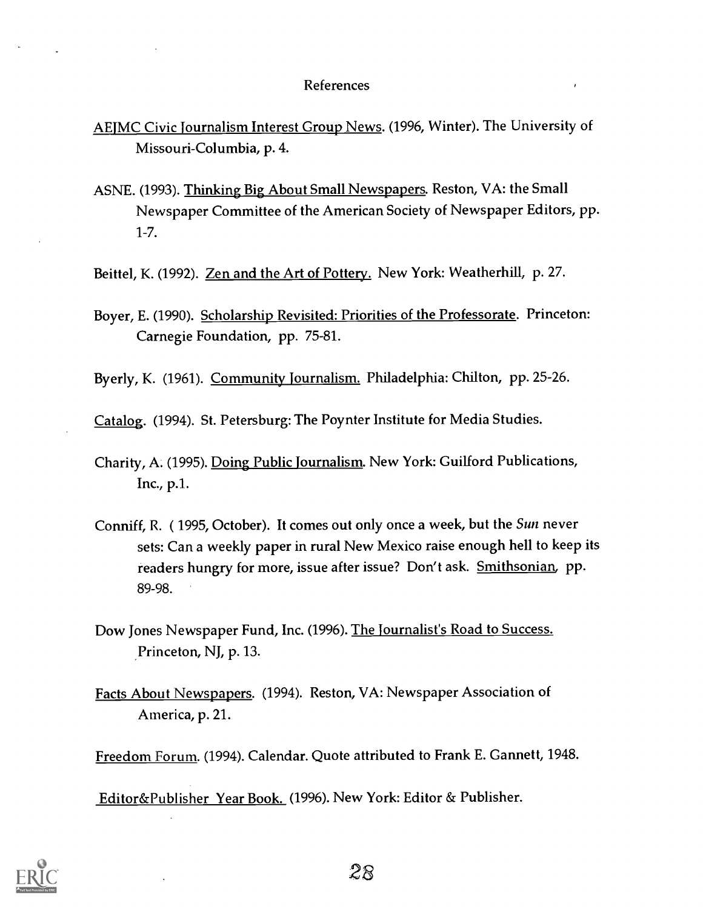# References

AEJMC Civic Journalism Interest Group News. (1996, Winter). The University of Missouri-Columbia, p. 4.

ASNE. (1993). Thinking Big About Small Newspapers. Reston, VA: the Small Newspaper Committee of the American Society of Newspaper Editors, pp. 1-7.

Beittel, K. (1992). Zen and the Art of Pottery. New York: Weatherhill, p. 27.

Boyer, E. (1990). Scholarship Revisited: Priorities of the Professorate. Princeton: Carnegie Foundation, pp. 75-81.

Byerly, K. (1961). Community Journalism. Philadelphia: Chilton, pp. 25-26.

Catalog. (1994). St. Petersburg: The Poynter Institute for Media Studies.

Charity, A. (1995). Doing Public Journalism. New York: Guilford Publications, Inc., p.1.

Conniff, R. ( 1995, October). It comes out only once a week, but the *Sun* never sets: Can a weekly paper in rural New Mexico raise enough hell to keep its readers hungry for more, issue after issue? Don't ask. Smithsonian, pp. 89-98.

Dow Jones Newspaper Fund, Inc. (1996). The Journalist's Road to Success. Princeton, NJ, p. 13.

Facts About Newspapers. (1994). Reston, VA: Newspaper Association of America, p. 21.

Freedom Forum. (1994). Calendar. Quote attributed to Frank E. Gannett, 1948.

Editor&Publisher Year Book. (1996). New York: Editor & Publisher.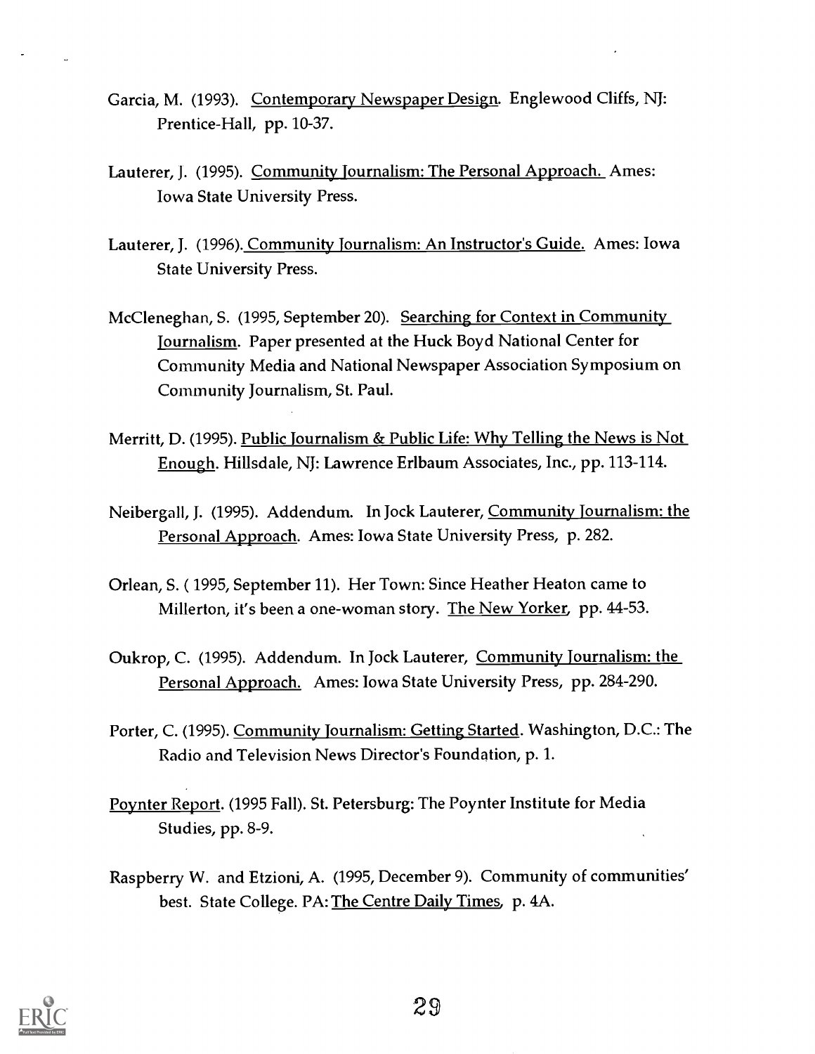Garcia, M. (1993). Contemporary Newspaper Design. Englewood Cliffs, NJ: Prentice-Hall, pp. 10-37.

Lauterer, J. (1995). Community Journalism: The Personal Approach. Ames: Iowa State University Press.

Lauterer, J. (1996). Community Journalism: An Instructor's Guide. Ames: Iowa State University Press.

McCleneghan, S. (1995, September 20). Searching for Context in Community Journalism. Paper presented at the Huck Boyd National Center for Community Media and National Newspaper Association Symposium on Community Journalism, St. Paul.

Merritt, D. (1995). Public Journalism & Public Life: Why Telling the News is Not Enough. Hillsdale, NJ: Lawrence Erlbaum Associates, Inc., pp. 113-114.

Neibergall, J. (1995). Addendum. In Jock Lauterer, Community Journalism: the Personal Approach. Ames: Iowa State University Press, p. 282.

Orlean, S. ( 1995, September 11). Her Town: Since Heather Heaton came to Millerton, it's been a one-woman story. The New Yorker, pp. 44-53.

Oukrop, C. (1995). Addendum. In Jock Lauterer, Community Journalism: the Personal Approach. Ames: Iowa State University Press, pp. 284-290.

Porter, C. (1995). Community Journalism: Getting Started. Washington, D.C.: The Radio and Television News Director's Foundation, p. 1.

Poynter Report. (1995 Fall). St. Petersburg: The Poynter Institute for Media Studies, pp. 8-9.

Raspberry W. and Etzioni, A. (1995, December 9). Community of communities' best. State College. PA: The Centre Daily Times, p. 4A.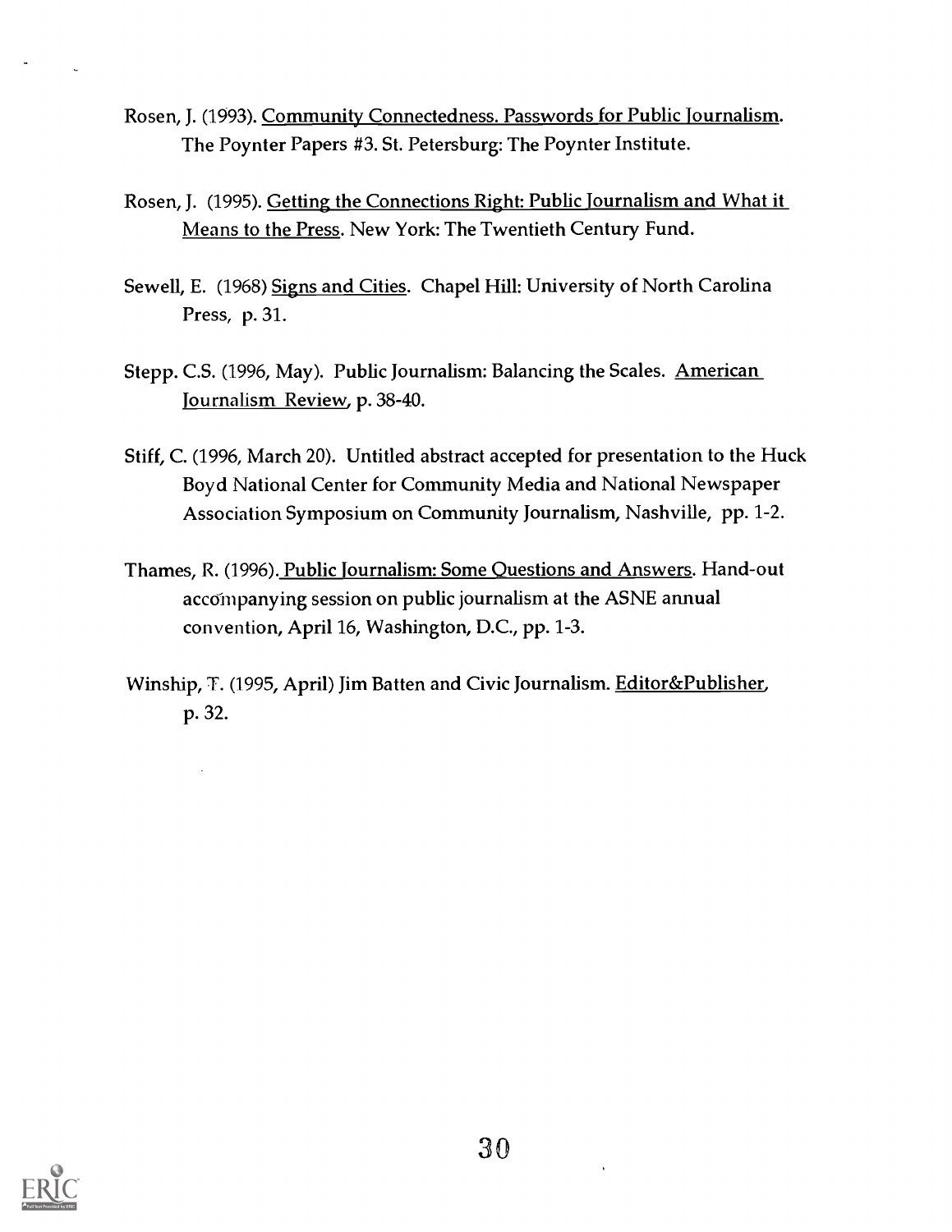Rosen, J. (1993). Community Connectedness. Passwords for Public Journalism. The Poynter Papers #3. St. Petersburg: The Poynter Institute.

Rosen, J. (1995). Getting the Connections Right: Public Journalism and What it Means to the Press. New York: The Twentieth Century Fund.

Sewell, E. (1968) Signs and Cities. Chapel Hill: University of North Carolina Press, p. 31.

Stepp. C.S. (1996, May). Public Journalism: Balancing the Scales. American Journalism Review, p. 38-40.

Stiff, C. (1996, March 20). Untitled abstract accepted for presentation to the Huck Boyd National Center for Community Media and National Newspaper Association Symposium on Community Journalism, Nashville, pp. 1-2.

Thames, R. (1996). Public Journalism: Some Questions and Answers. Hand-out accompanying session on public journalism at the ASNE annual convention, April 16, Washington, D.C., pp. 1-3.

Winship, T. (1995, April) Jim Batten and Civic Journalism. Editor&Publisher, p. 32.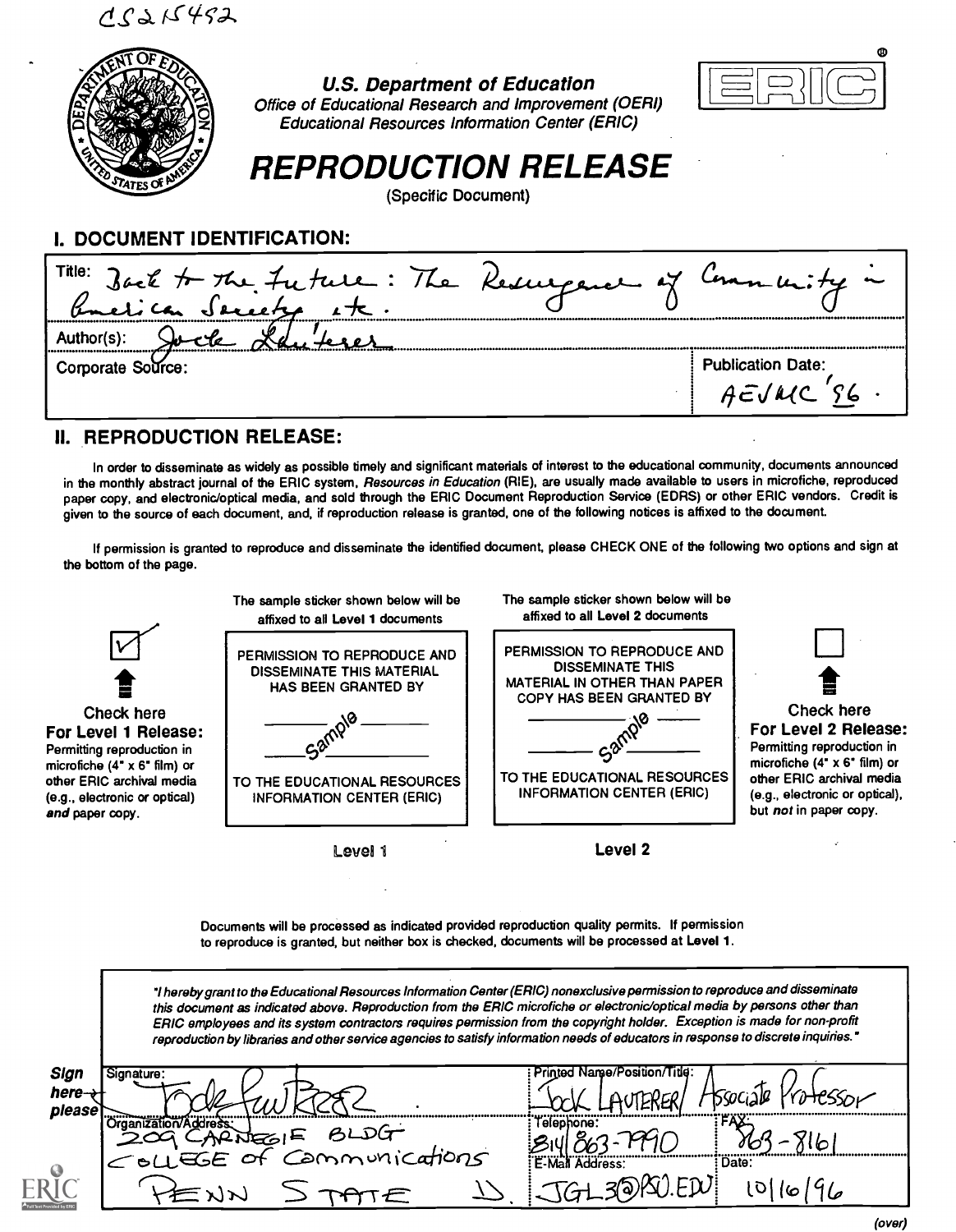CS215452

**U.S. Department of Education**
*Office of Educational Research and Improvement (OERI)*
*Educational Resources Information Center (ERIC)*

ERIC

# REPRODUCTION RELEASE

(Specific Document)

## I. DOCUMENT IDENTIFICATION:

Title: Back to the Future: The Resurgence of Community in American Society etc.

Author(s): Jock Lauterer

Corporate Source:

Publication Date: AEJMC '96.

## II. REPRODUCTION RELEASE:

In order to disseminate as widely as possible timely and significant materials of interest to the educational community, documents announced in the monthly abstract journal of the ERIC system, *Resources in Education* (RIE), are usually made available to users in microfiche, reproduced paper copy, and electronic/optical media, and sold through the ERIC Document Reproduction Service (EDRS) or other ERIC vendors. Credit is given to the source of each document, and, if reproduction release is granted, one of the following notices is affixed to the document.

If permission is granted to reproduce and disseminate the identified document, please CHECK ONE of the following two options and sign at the bottom of the page.

[✓] **Check here For Level 1 Release:** Permitting reproduction in microfiche (4" x 6" film) or other ERIC archival media (e.g., electronic or optical) *and* paper copy.

The sample sticker shown below will be affixed to all Level 1 documents

PERMISSION TO REPRODUCE AND DISSEMINATE THIS MATERIAL HAS BEEN GRANTED BY

Sample

TO THE EDUCATIONAL RESOURCES INFORMATION CENTER (ERIC)

Level 1

The sample sticker shown below will be affixed to all Level 2 documents

PERMISSION TO REPRODUCE AND DISSEMINATE THIS MATERIAL IN OTHER THAN PAPER COPY HAS BEEN GRANTED BY

Sample

TO THE EDUCATIONAL RESOURCES INFORMATION CENTER (ERIC)

Level 2

[ ] **Check here For Level 2 Release:** Permitting reproduction in microfiche (4" x 6" film) or other ERIC archival media (e.g., electronic or optical), but *not* in paper copy.

Documents will be processed as indicated provided reproduction quality permits. If permission to reproduce is granted, but neither box is checked, documents will be processed at Level 1.

*"I hereby grant to the Educational Resources Information Center (ERIC) nonexclusive permission to reproduce and disseminate this document as indicated above. Reproduction from the ERIC microfiche or electronic/optical media by persons other than ERIC employees and its system contractors requires permission from the copyright holder. Exception is made for non-profit reproduction by libraries and other service agencies to satisfy information needs of educators in response to discrete inquiries."*

**Sign here→ please**

| Signature: Jock Lauterer | Printed Name/Position/Title: Jock Lauterer / Associate Professor | |
|---|---|---|
| Organization/Address: 209 Carnegie Bldg, College of Communications, Penn State U. | Telephone: 814 863-7990 | FAX: 863-8161 |
| | E-Mail Address: JGL3@PSU.EDU | Date: 10/16/96 |

(over)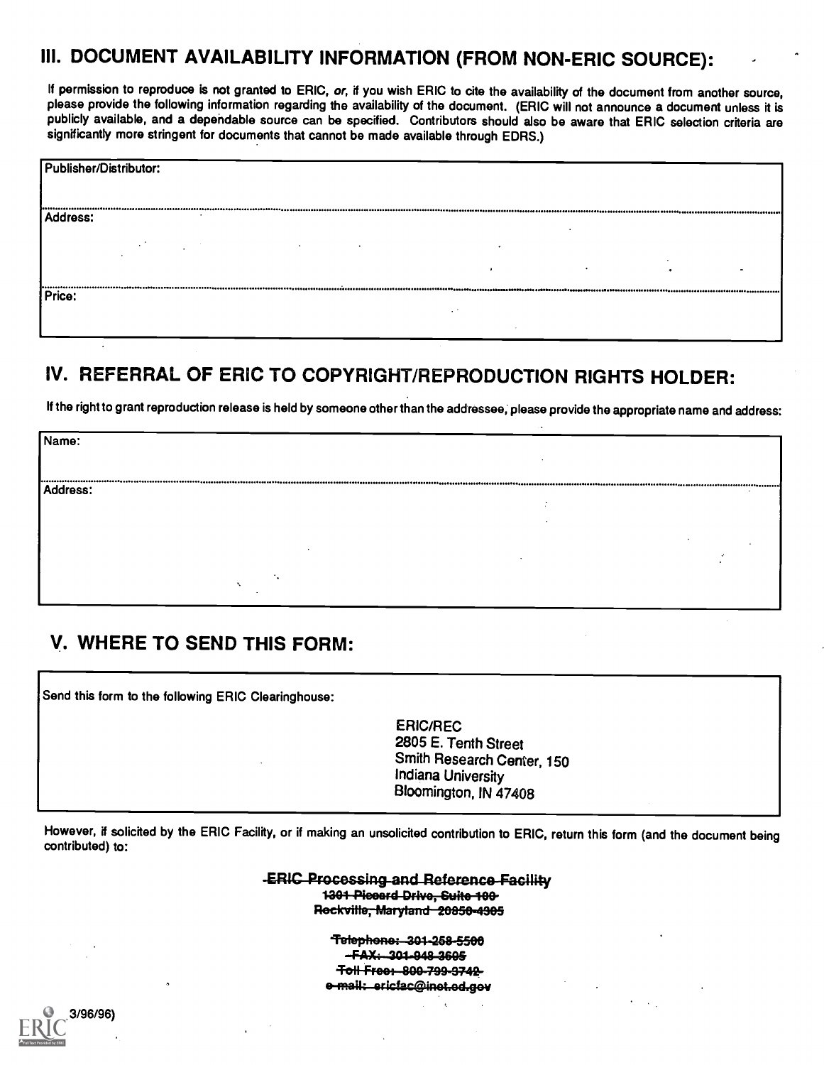## III. DOCUMENT AVAILABILITY INFORMATION (FROM NON-ERIC SOURCE):

If permission to reproduce is not granted to ERIC, *or*, if you wish ERIC to cite the availability of the document from another source, please provide the following information regarding the availability of the document. (ERIC will not announce a document unless it is publicly available, and a dependable source can be specified. Contributors should also be aware that ERIC selection criteria are significantly more stringent for documents that cannot be made available through EDRS.)

| |
|---|
| Publisher/Distributor: |
| Address: |
| Price: |

## IV. REFERRAL OF ERIC TO COPYRIGHT/REPRODUCTION RIGHTS HOLDER:

If the right to grant reproduction release is held by someone other than the addressee, please provide the appropriate name and address:

| |
|---|
| Name: |
| Address: |

## V. WHERE TO SEND THIS FORM:

Send this form to the following ERIC Clearinghouse:

ERIC/REC
2805 E. Tenth Street
Smith Research Center, 150
Indiana University
Bloomington, IN 47408

However, if solicited by the ERIC Facility, or if making an unsolicited contribution to ERIC, return this form (and the document being contributed) to:

~~ERIC Processing and Reference Facility~~
~~1301 Piccard Drive, Suite 100~~
~~Rockville, Maryland 20850-4305~~

~~Telephone: 301-258-5500~~
~~FAX: 301-948-3695~~
~~Toll Free: 800-799-3742~~
~~e-mail: ericfac@inet.ed.gov~~

3/96/96)